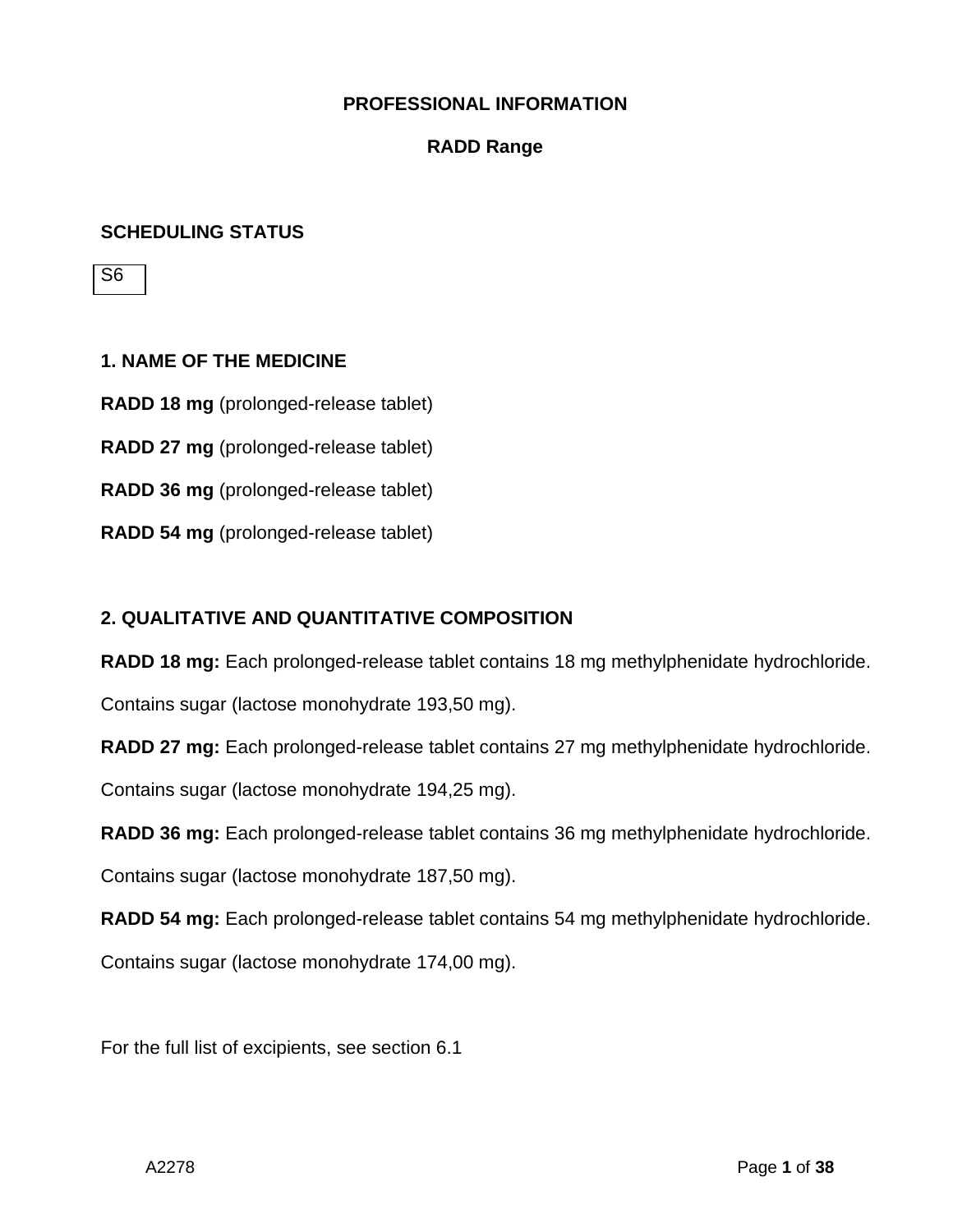# PROFESSIONAL INFORMATION

## RADD Range

## SCHEDULING STATUS

S6

## 1. NAME OF THE MEDICINE

**RADD 18 mg** (prolonged-release tablet)

**RADD 27 mg** (prolonged-release tablet)

**RADD 36 mg** (prolonged-release tablet)

**RADD 54 mg** (prolonged-release tablet)

## 2. QUALITATIVE AND QUANTITATIVE COMPOSITION

**RADD 18 mg:** Each prolonged-release tablet contains 18 mg methylphenidate hydrochloride.

Contains sugar (lactose monohydrate 193,50 mg).

**RADD 27 mg:** Each prolonged-release tablet contains 27 mg methylphenidate hydrochloride.

Contains sugar (lactose monohydrate 194,25 mg).

**RADD 36 mg:** Each prolonged-release tablet contains 36 mg methylphenidate hydrochloride.

Contains sugar (lactose monohydrate 187,50 mg).

**RADD 54 mg:** Each prolonged-release tablet contains 54 mg methylphenidate hydrochloride.

Contains sugar (lactose monohydrate 174,00 mg).

For the full list of excipients, see section 6.1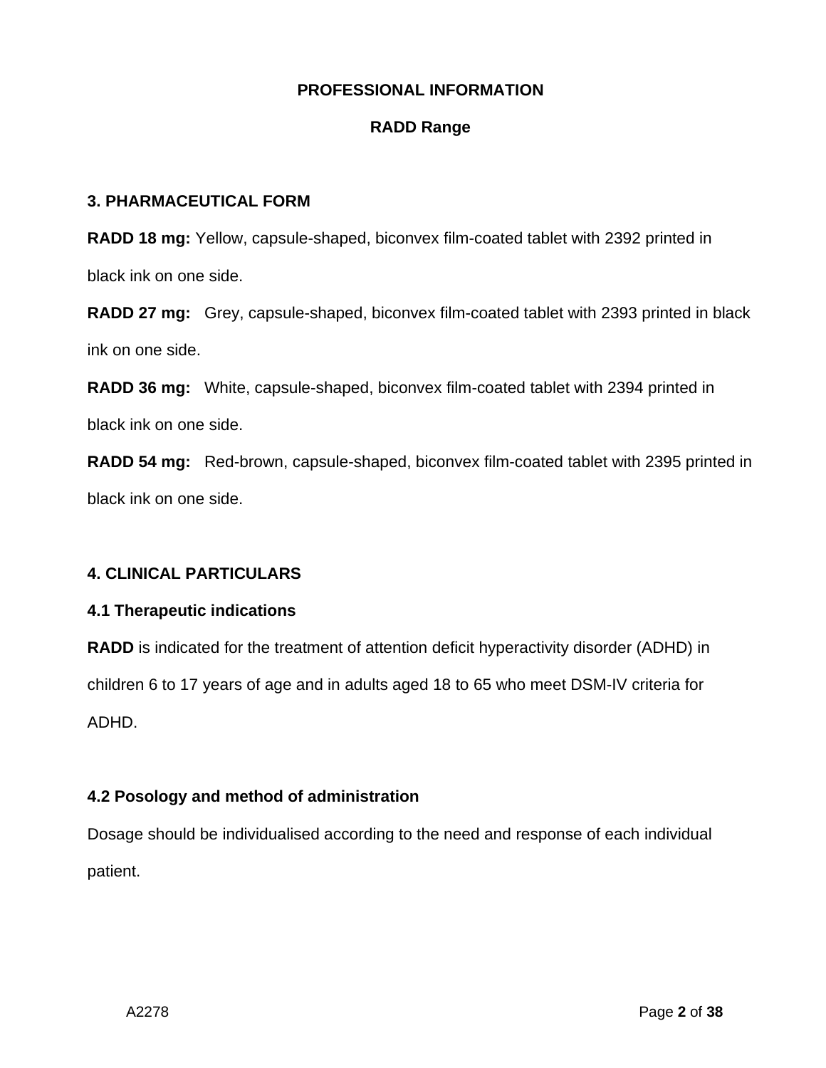**PROFESSIONAL INFORMATION**

**RADD Range**

### 3. PHARMACEUTICAL FORM

**RADD 18 mg:** Yellow, capsule-shaped, biconvex film-coated tablet with 2392 printed in black ink on one side.

**RADD 27 mg:** Grey, capsule-shaped, biconvex film-coated tablet with 2393 printed in black ink on one side.

**RADD 36 mg:** White, capsule-shaped, biconvex film-coated tablet with 2394 printed in black ink on one side.

**RADD 54 mg:** Red-brown, capsule-shaped, biconvex film-coated tablet with 2395 printed in black ink on one side.

### 4. CLINICAL PARTICULARS

#### 4.1 Therapeutic indications

**RADD** is indicated for the treatment of attention deficit hyperactivity disorder (ADHD) in children 6 to 17 years of age and in adults aged 18 to 65 who meet DSM-IV criteria for ADHD.

#### 4.2 Posology and method of administration

Dosage should be individualised according to the need and response of each individual patient.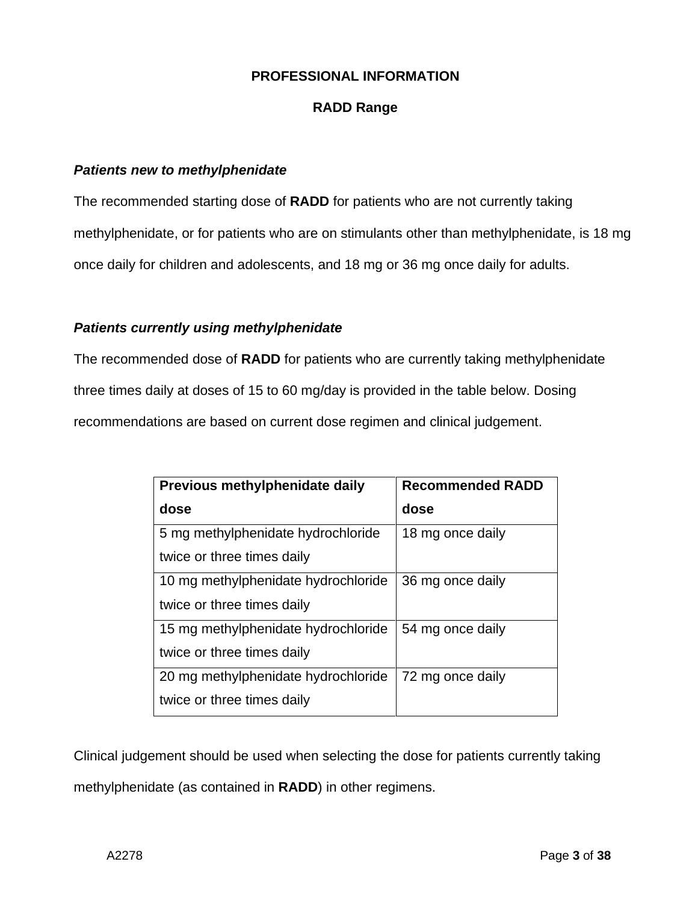**PROFESSIONAL INFORMATION**

**RADD Range**

***Patients new to methylphenidate***

The recommended starting dose of **RADD** for patients who are not currently taking methylphenidate, or for patients who are on stimulants other than methylphenidate, is 18 mg once daily for children and adolescents, and 18 mg or 36 mg once daily for adults.

***Patients currently using methylphenidate***

The recommended dose of **RADD** for patients who are currently taking methylphenidate three times daily at doses of 15 to 60 mg/day is provided in the table below. Dosing recommendations are based on current dose regimen and clinical judgement.

| Previous methylphenidate daily dose | Recommended RADD dose |
|---|---|
| 5 mg methylphenidate hydrochloride twice or three times daily | 18 mg once daily |
| 10 mg methylphenidate hydrochloride twice or three times daily | 36 mg once daily |
| 15 mg methylphenidate hydrochloride twice or three times daily | 54 mg once daily |
| 20 mg methylphenidate hydrochloride twice or three times daily | 72 mg once daily |

Clinical judgement should be used when selecting the dose for patients currently taking methylphenidate (as contained in **RADD**) in other regimens.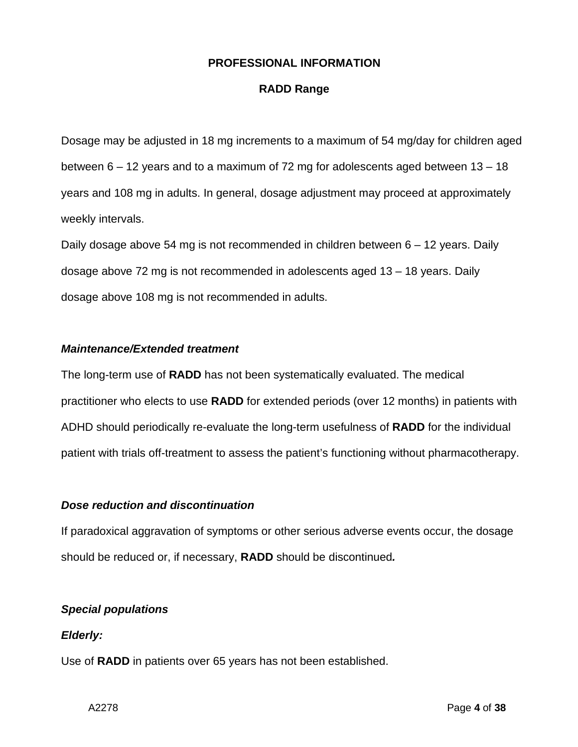**PROFESSIONAL INFORMATION**

**RADD Range**

Dosage may be adjusted in 18 mg increments to a maximum of 54 mg/day for children aged between 6 – 12 years and to a maximum of 72 mg for adolescents aged between 13 – 18 years and 108 mg in adults. In general, dosage adjustment may proceed at approximately weekly intervals.

Daily dosage above 54 mg is not recommended in children between 6 – 12 years. Daily dosage above 72 mg is not recommended in adolescents aged 13 – 18 years. Daily dosage above 108 mg is not recommended in adults.

***Maintenance/Extended treatment***

The long-term use of **RADD** has not been systematically evaluated. The medical practitioner who elects to use **RADD** for extended periods (over 12 months) in patients with ADHD should periodically re-evaluate the long-term usefulness of **RADD** for the individual patient with trials off-treatment to assess the patient's functioning without pharmacotherapy.

***Dose reduction and discontinuation***

If paradoxical aggravation of symptoms or other serious adverse events occur, the dosage should be reduced or, if necessary, **RADD** should be discontinued***.***

***Special populations***

***Elderly:***

Use of **RADD** in patients over 65 years has not been established.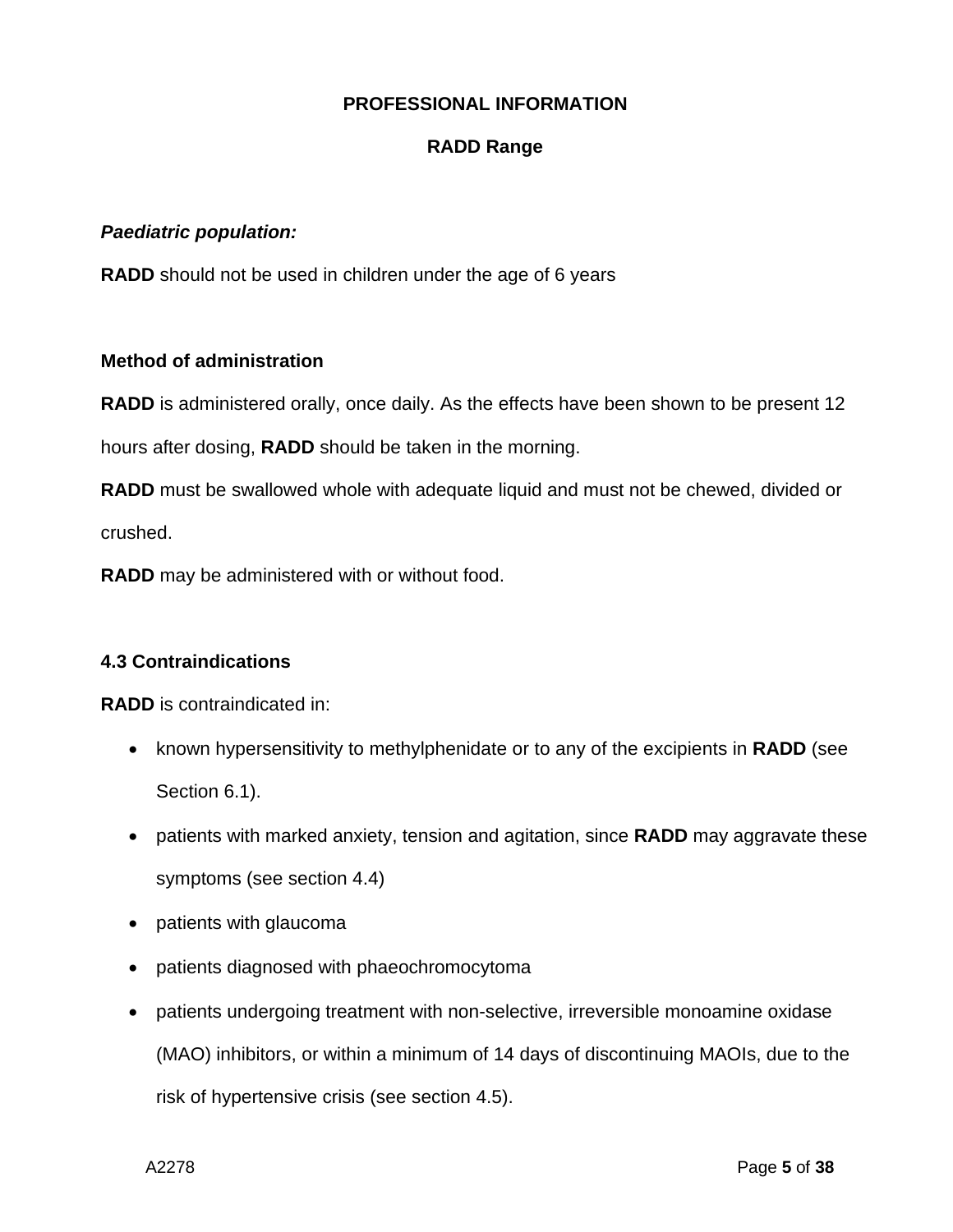**PROFESSIONAL INFORMATION**

**RADD Range**

***Paediatric population:***

**RADD** should not be used in children under the age of 6 years

**Method of administration**

**RADD** is administered orally, once daily. As the effects have been shown to be present 12 hours after dosing, **RADD** should be taken in the morning.

**RADD** must be swallowed whole with adequate liquid and must not be chewed, divided or crushed.

**RADD** may be administered with or without food.

**4.3 Contraindications**

**RADD** is contraindicated in:

- known hypersensitivity to methylphenidate or to any of the excipients in **RADD** (see Section 6.1).
- patients with marked anxiety, tension and agitation, since **RADD** may aggravate these symptoms (see section 4.4)
- patients with glaucoma
- patients diagnosed with phaeochromocytoma
- patients undergoing treatment with non-selective, irreversible monoamine oxidase (MAO) inhibitors, or within a minimum of 14 days of discontinuing MAOIs, due to the risk of hypertensive crisis (see section 4.5).

A2278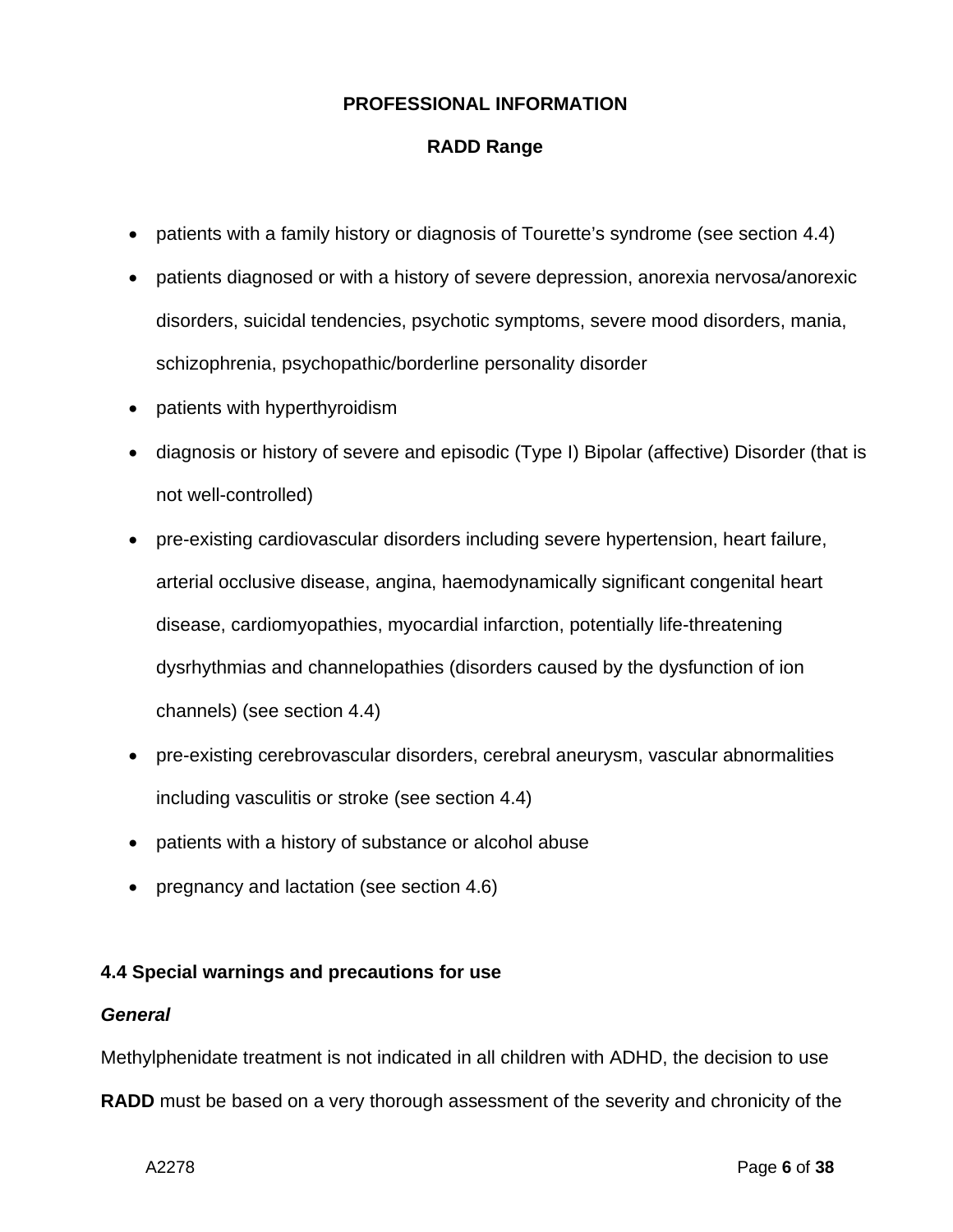- patients with a family history or diagnosis of Tourette's syndrome (see section 4.4)
- patients diagnosed or with a history of severe depression, anorexia nervosa/anorexic disorders, suicidal tendencies, psychotic symptoms, severe mood disorders, mania, schizophrenia, psychopathic/borderline personality disorder
- patients with hyperthyroidism
- diagnosis or history of severe and episodic (Type I) Bipolar (affective) Disorder (that is not well-controlled)
- pre-existing cardiovascular disorders including severe hypertension, heart failure, arterial occlusive disease, angina, haemodynamically significant congenital heart disease, cardiomyopathies, myocardial infarction, potentially life-threatening dysrhythmias and channelopathies (disorders caused by the dysfunction of ion channels) (see section 4.4)
- pre-existing cerebrovascular disorders, cerebral aneurysm, vascular abnormalities including vasculitis or stroke (see section 4.4)
- patients with a history of substance or alcohol abuse
- pregnancy and lactation (see section 4.6)

### 4.4 Special warnings and precautions for use

***General***

Methylphenidate treatment is not indicated in all children with ADHD, the decision to use **RADD** must be based on a very thorough assessment of the severity and chronicity of the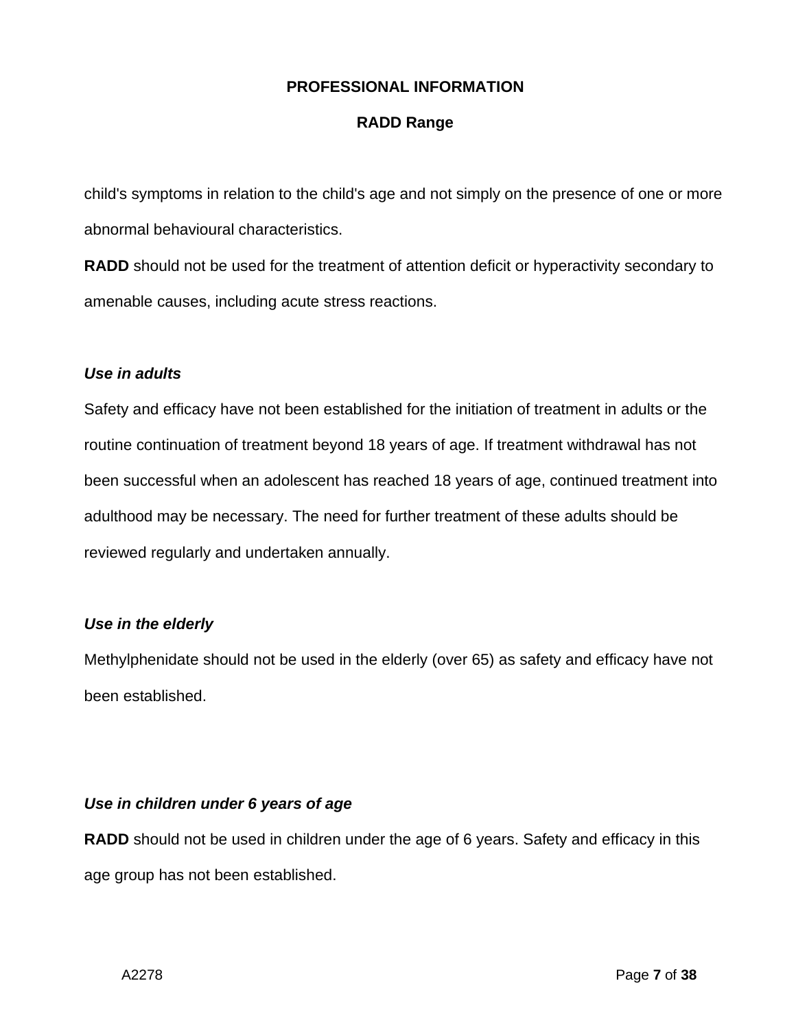child's symptoms in relation to the child's age and not simply on the presence of one or more abnormal behavioural characteristics.

**RADD** should not be used for the treatment of attention deficit or hyperactivity secondary to amenable causes, including acute stress reactions.

***Use in adults***

Safety and efficacy have not been established for the initiation of treatment in adults or the routine continuation of treatment beyond 18 years of age. If treatment withdrawal has not been successful when an adolescent has reached 18 years of age, continued treatment into adulthood may be necessary. The need for further treatment of these adults should be reviewed regularly and undertaken annually.

***Use in the elderly***

Methylphenidate should not be used in the elderly (over 65) as safety and efficacy have not been established.

***Use in children under 6 years of age***

**RADD** should not be used in children under the age of 6 years. Safety and efficacy in this age group has not been established.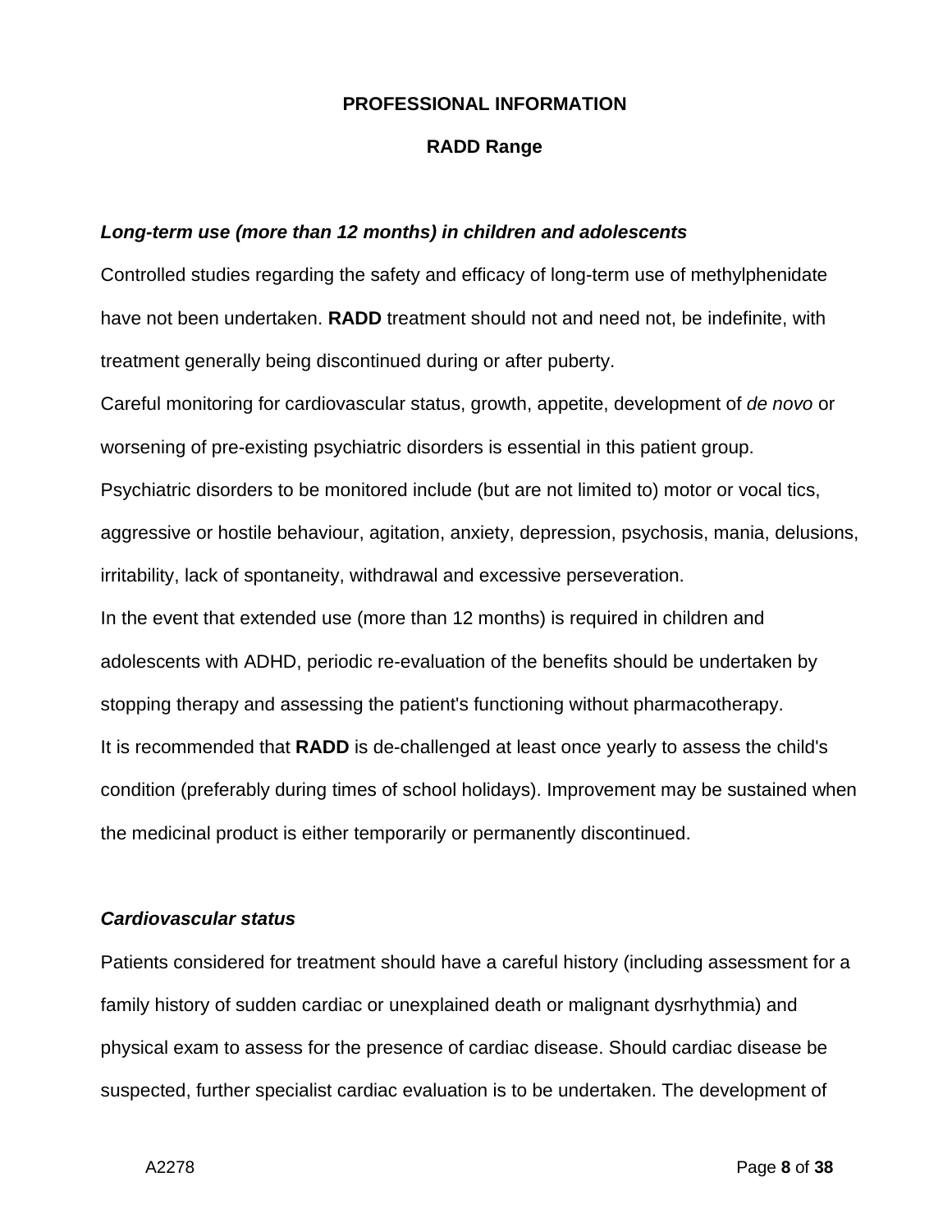***Long-term use (more than 12 months) in children and adolescents***

Controlled studies regarding the safety and efficacy of long-term use of methylphenidate have not been undertaken. **RADD** treatment should not and need not, be indefinite, with treatment generally being discontinued during or after puberty.

Careful monitoring for cardiovascular status, growth, appetite, development of *de novo* or worsening of pre-existing psychiatric disorders is essential in this patient group.

Psychiatric disorders to be monitored include (but are not limited to) motor or vocal tics, aggressive or hostile behaviour, agitation, anxiety, depression, psychosis, mania, delusions, irritability, lack of spontaneity, withdrawal and excessive perseveration.

In the event that extended use (more than 12 months) is required in children and adolescents with ADHD, periodic re-evaluation of the benefits should be undertaken by stopping therapy and assessing the patient's functioning without pharmacotherapy.

It is recommended that **RADD** is de-challenged at least once yearly to assess the child's condition (preferably during times of school holidays). Improvement may be sustained when the medicinal product is either temporarily or permanently discontinued.

***Cardiovascular status***

Patients considered for treatment should have a careful history (including assessment for a family history of sudden cardiac or unexplained death or malignant dysrhythmia) and physical exam to assess for the presence of cardiac disease. Should cardiac disease be suspected, further specialist cardiac evaluation is to be undertaken. The development of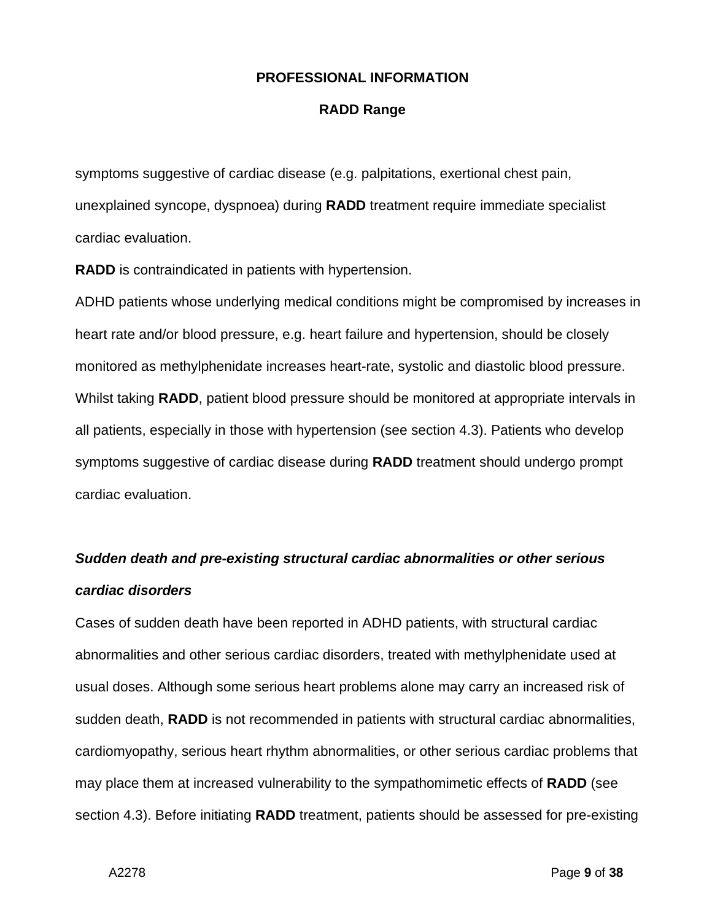symptoms suggestive of cardiac disease (e.g. palpitations, exertional chest pain, unexplained syncope, dyspnoea) during **RADD** treatment require immediate specialist cardiac evaluation.

**RADD** is contraindicated in patients with hypertension.

ADHD patients whose underlying medical conditions might be compromised by increases in heart rate and/or blood pressure, e.g. heart failure and hypertension, should be closely monitored as methylphenidate increases heart-rate, systolic and diastolic blood pressure. Whilst taking **RADD**, patient blood pressure should be monitored at appropriate intervals in all patients, especially in those with hypertension (see section 4.3). Patients who develop symptoms suggestive of cardiac disease during **RADD** treatment should undergo prompt cardiac evaluation.

***Sudden death and pre-existing structural cardiac abnormalities or other serious cardiac disorders***

Cases of sudden death have been reported in ADHD patients, with structural cardiac abnormalities and other serious cardiac disorders, treated with methylphenidate used at usual doses. Although some serious heart problems alone may carry an increased risk of sudden death, **RADD** is not recommended in patients with structural cardiac abnormalities, cardiomyopathy, serious heart rhythm abnormalities, or other serious cardiac problems that may place them at increased vulnerability to the sympathomimetic effects of **RADD** (see section 4.3). Before initiating **RADD** treatment, patients should be assessed for pre-existing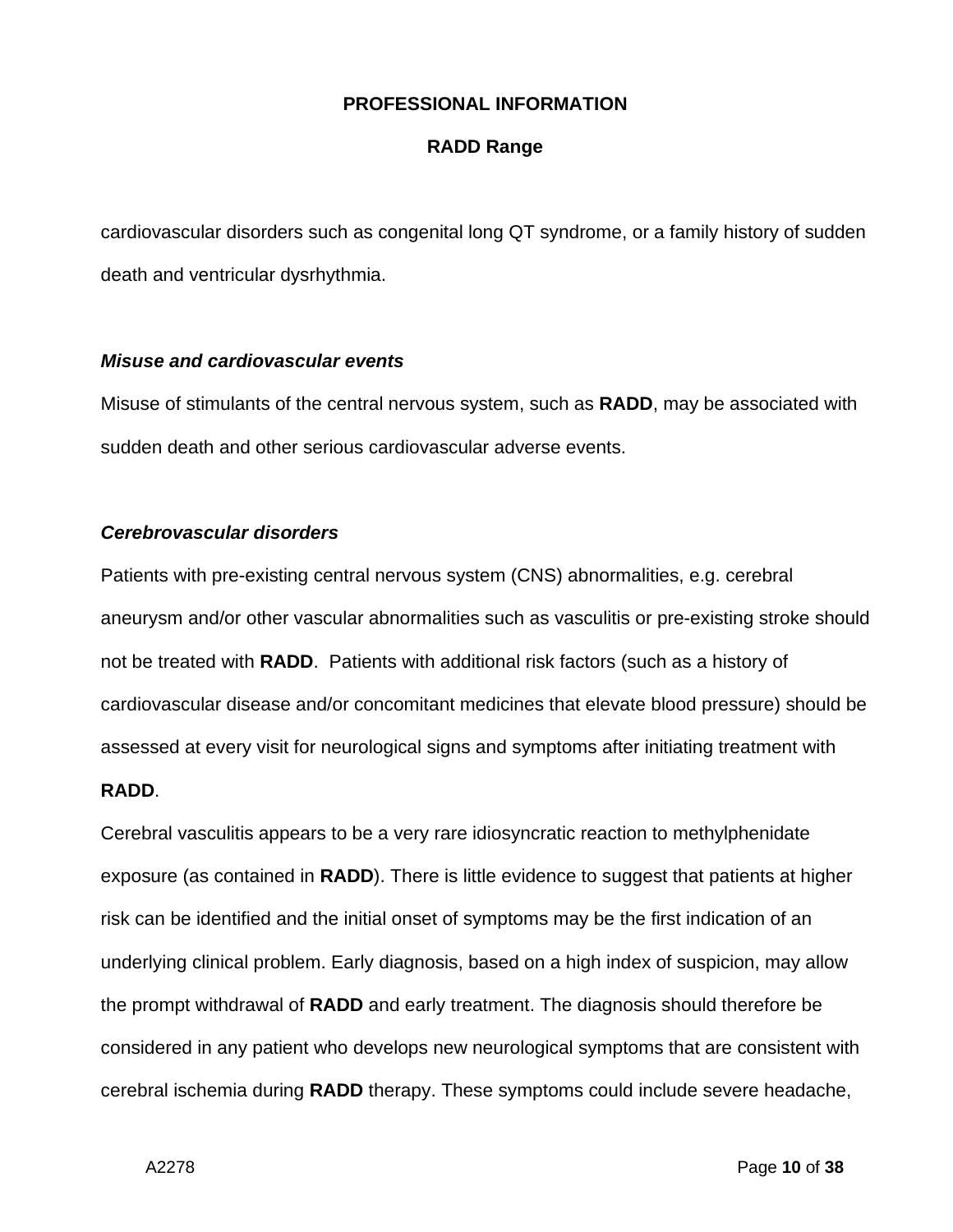cardiovascular disorders such as congenital long QT syndrome, or a family history of sudden death and ventricular dysrhythmia.

***Misuse and cardiovascular events***

Misuse of stimulants of the central nervous system, such as **RADD**, may be associated with sudden death and other serious cardiovascular adverse events.

***Cerebrovascular disorders***

Patients with pre-existing central nervous system (CNS) abnormalities, e.g. cerebral aneurysm and/or other vascular abnormalities such as vasculitis or pre-existing stroke should not be treated with **RADD**. Patients with additional risk factors (such as a history of cardiovascular disease and/or concomitant medicines that elevate blood pressure) should be assessed at every visit for neurological signs and symptoms after initiating treatment with **RADD**.

Cerebral vasculitis appears to be a very rare idiosyncratic reaction to methylphenidate exposure (as contained in **RADD**). There is little evidence to suggest that patients at higher risk can be identified and the initial onset of symptoms may be the first indication of an underlying clinical problem. Early diagnosis, based on a high index of suspicion, may allow the prompt withdrawal of **RADD** and early treatment. The diagnosis should therefore be considered in any patient who develops new neurological symptoms that are consistent with cerebral ischemia during **RADD** therapy. These symptoms could include severe headache,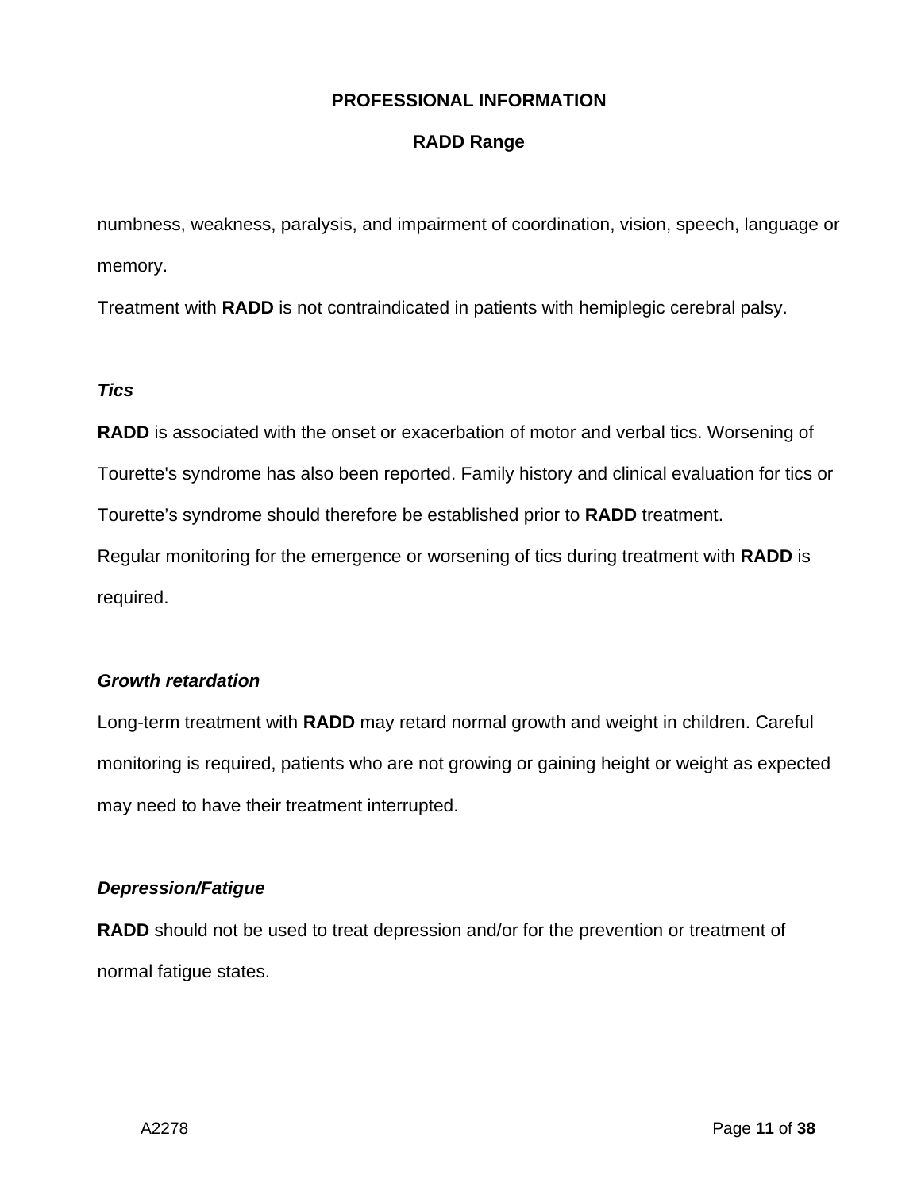numbness, weakness, paralysis, and impairment of coordination, vision, speech, language or memory.

Treatment with **RADD** is not contraindicated in patients with hemiplegic cerebral palsy.

***Tics***

**RADD** is associated with the onset or exacerbation of motor and verbal tics. Worsening of Tourette's syndrome has also been reported. Family history and clinical evaluation for tics or Tourette's syndrome should therefore be established prior to **RADD** treatment.

Regular monitoring for the emergence or worsening of tics during treatment with **RADD** is required.

***Growth retardation***

Long-term treatment with **RADD** may retard normal growth and weight in children. Careful monitoring is required, patients who are not growing or gaining height or weight as expected may need to have their treatment interrupted.

***Depression/Fatigue***

**RADD** should not be used to treat depression and/or for the prevention or treatment of normal fatigue states.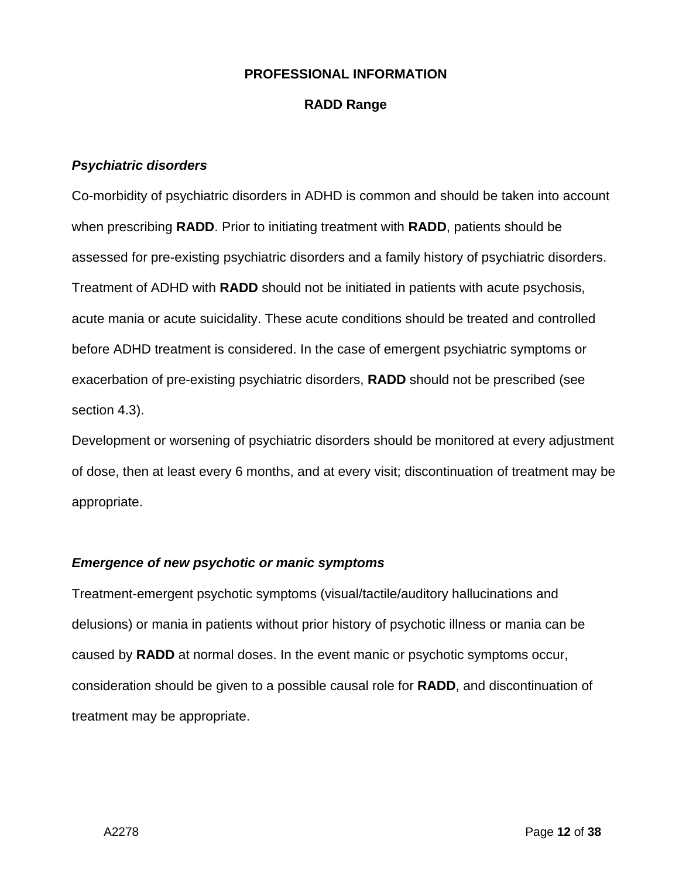***Psychiatric disorders***

Co-morbidity of psychiatric disorders in ADHD is common and should be taken into account when prescribing **RADD**. Prior to initiating treatment with **RADD**, patients should be assessed for pre-existing psychiatric disorders and a family history of psychiatric disorders. Treatment of ADHD with **RADD** should not be initiated in patients with acute psychosis, acute mania or acute suicidality. These acute conditions should be treated and controlled before ADHD treatment is considered. In the case of emergent psychiatric symptoms or exacerbation of pre-existing psychiatric disorders, **RADD** should not be prescribed (see section 4.3).

Development or worsening of psychiatric disorders should be monitored at every adjustment of dose, then at least every 6 months, and at every visit; discontinuation of treatment may be appropriate.

***Emergence of new psychotic or manic symptoms***

Treatment-emergent psychotic symptoms (visual/tactile/auditory hallucinations and delusions) or mania in patients without prior history of psychotic illness or mania can be caused by **RADD** at normal doses. In the event manic or psychotic symptoms occur, consideration should be given to a possible causal role for **RADD**, and discontinuation of treatment may be appropriate.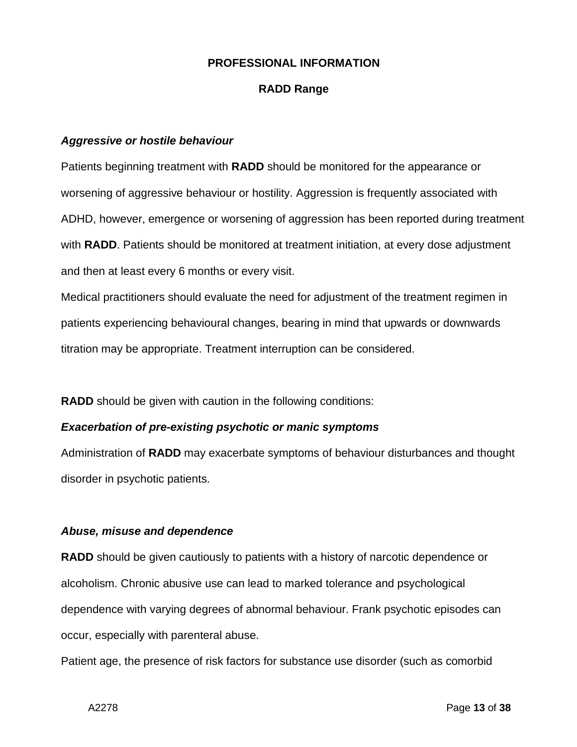**PROFESSIONAL INFORMATION**

**RADD Range**

***Aggressive or hostile behaviour***

Patients beginning treatment with **RADD** should be monitored for the appearance or worsening of aggressive behaviour or hostility. Aggression is frequently associated with ADHD, however, emergence or worsening of aggression has been reported during treatment with **RADD**. Patients should be monitored at treatment initiation, at every dose adjustment and then at least every 6 months or every visit.

Medical practitioners should evaluate the need for adjustment of the treatment regimen in patients experiencing behavioural changes, bearing in mind that upwards or downwards titration may be appropriate. Treatment interruption can be considered.

**RADD** should be given with caution in the following conditions:

***Exacerbation of pre-existing psychotic or manic symptoms***

Administration of **RADD** may exacerbate symptoms of behaviour disturbances and thought disorder in psychotic patients.

***Abuse, misuse and dependence***

**RADD** should be given cautiously to patients with a history of narcotic dependence or alcoholism. Chronic abusive use can lead to marked tolerance and psychological dependence with varying degrees of abnormal behaviour. Frank psychotic episodes can occur, especially with parenteral abuse.

Patient age, the presence of risk factors for substance use disorder (such as comorbid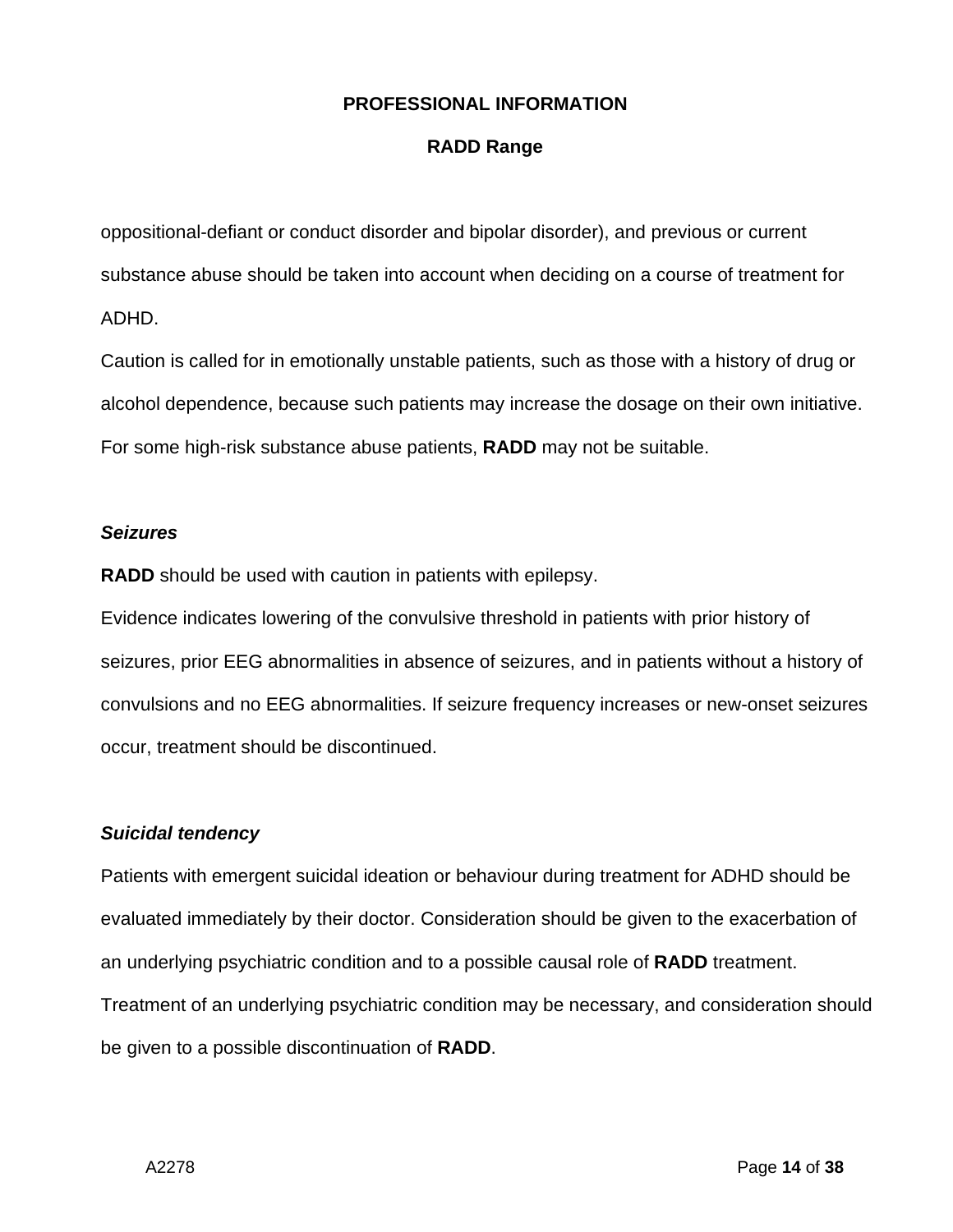oppositional-defiant or conduct disorder and bipolar disorder), and previous or current substance abuse should be taken into account when deciding on a course of treatment for ADHD.

Caution is called for in emotionally unstable patients, such as those with a history of drug or alcohol dependence, because such patients may increase the dosage on their own initiative. For some high-risk substance abuse patients, **RADD** may not be suitable.

***Seizures***

**RADD** should be used with caution in patients with epilepsy.

Evidence indicates lowering of the convulsive threshold in patients with prior history of seizures, prior EEG abnormalities in absence of seizures, and in patients without a history of convulsions and no EEG abnormalities. If seizure frequency increases or new-onset seizures occur, treatment should be discontinued.

***Suicidal tendency***

Patients with emergent suicidal ideation or behaviour during treatment for ADHD should be evaluated immediately by their doctor. Consideration should be given to the exacerbation of an underlying psychiatric condition and to a possible causal role of **RADD** treatment. Treatment of an underlying psychiatric condition may be necessary, and consideration should be given to a possible discontinuation of **RADD**.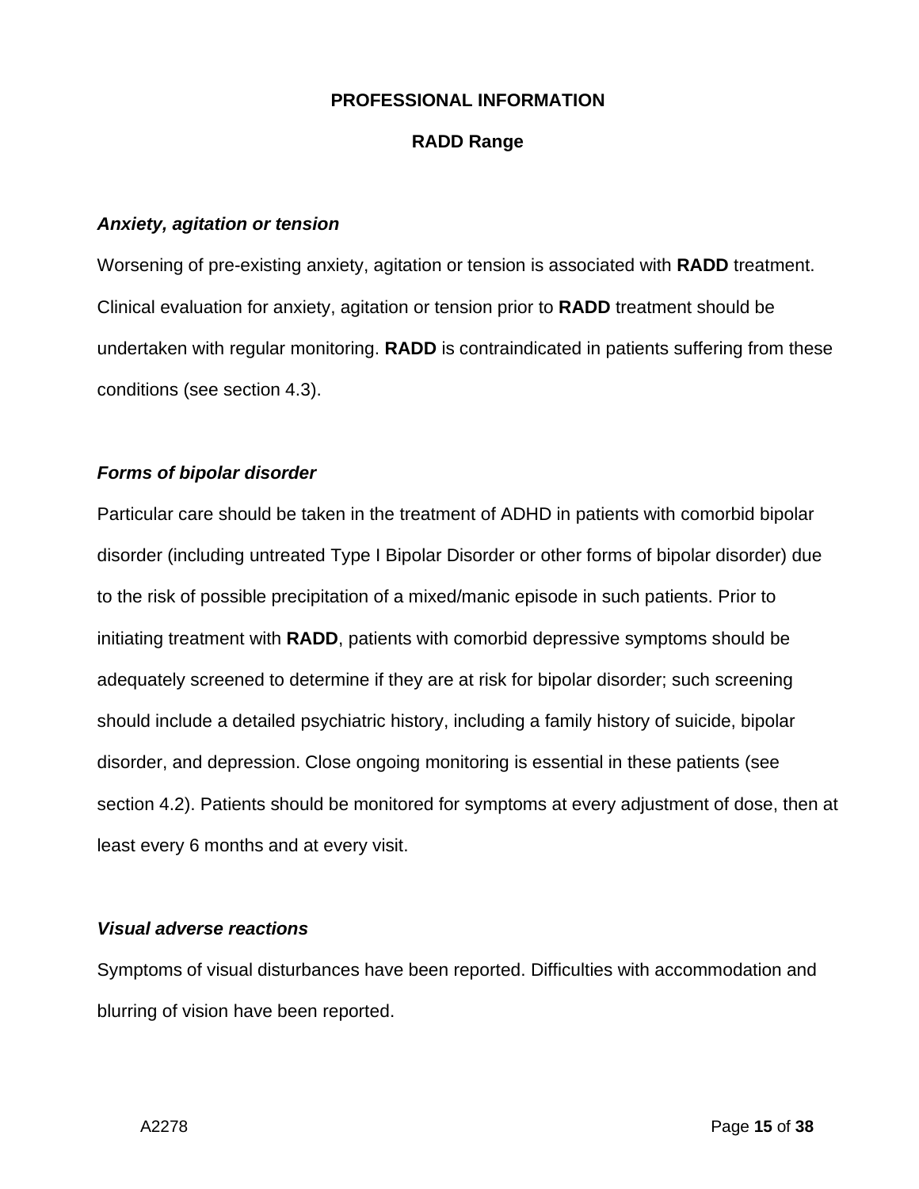***Anxiety, agitation or tension***

Worsening of pre-existing anxiety, agitation or tension is associated with **RADD** treatment. Clinical evaluation for anxiety, agitation or tension prior to **RADD** treatment should be undertaken with regular monitoring. **RADD** is contraindicated in patients suffering from these conditions (see section 4.3).

***Forms of bipolar disorder***

Particular care should be taken in the treatment of ADHD in patients with comorbid bipolar disorder (including untreated Type I Bipolar Disorder or other forms of bipolar disorder) due to the risk of possible precipitation of a mixed/manic episode in such patients. Prior to initiating treatment with **RADD**, patients with comorbid depressive symptoms should be adequately screened to determine if they are at risk for bipolar disorder; such screening should include a detailed psychiatric history, including a family history of suicide, bipolar disorder, and depression. Close ongoing monitoring is essential in these patients (see section 4.2). Patients should be monitored for symptoms at every adjustment of dose, then at least every 6 months and at every visit.

***Visual adverse reactions***

Symptoms of visual disturbances have been reported. Difficulties with accommodation and blurring of vision have been reported.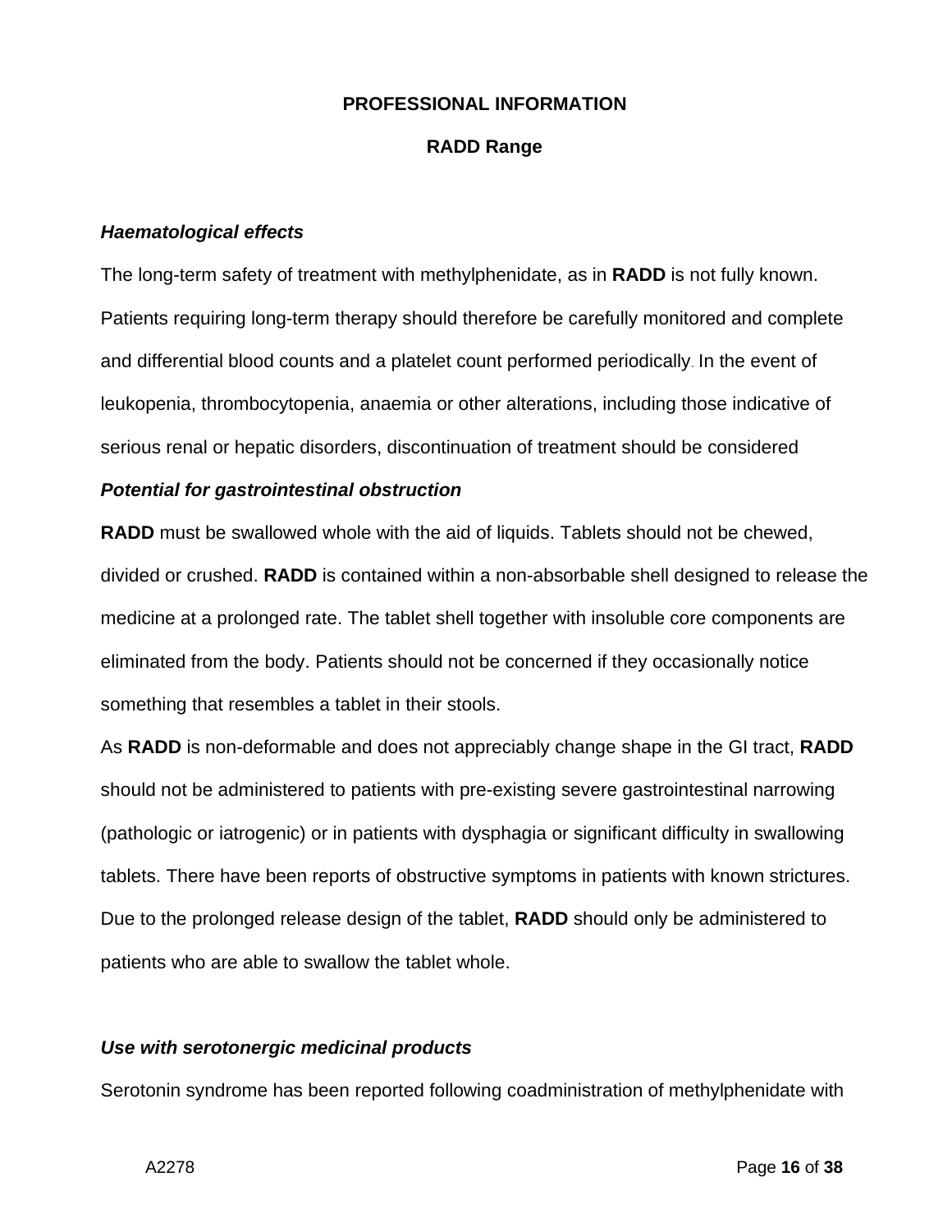**PROFESSIONAL INFORMATION**

**RADD Range**

***Haematological effects***

The long-term safety of treatment with methylphenidate, as in **RADD** is not fully known. Patients requiring long-term therapy should therefore be carefully monitored and complete and differential blood counts and a platelet count performed periodically. In the event of leukopenia, thrombocytopenia, anaemia or other alterations, including those indicative of serious renal or hepatic disorders, discontinuation of treatment should be considered

***Potential for gastrointestinal obstruction***

**RADD** must be swallowed whole with the aid of liquids. Tablets should not be chewed, divided or crushed. **RADD** is contained within a non-absorbable shell designed to release the medicine at a prolonged rate. The tablet shell together with insoluble core components are eliminated from the body. Patients should not be concerned if they occasionally notice something that resembles a tablet in their stools.

As **RADD** is non-deformable and does not appreciably change shape in the GI tract, **RADD** should not be administered to patients with pre-existing severe gastrointestinal narrowing (pathologic or iatrogenic) or in patients with dysphagia or significant difficulty in swallowing tablets. There have been reports of obstructive symptoms in patients with known strictures. Due to the prolonged release design of the tablet, **RADD** should only be administered to patients who are able to swallow the tablet whole.

***Use with serotonergic medicinal products***

Serotonin syndrome has been reported following coadministration of methylphenidate with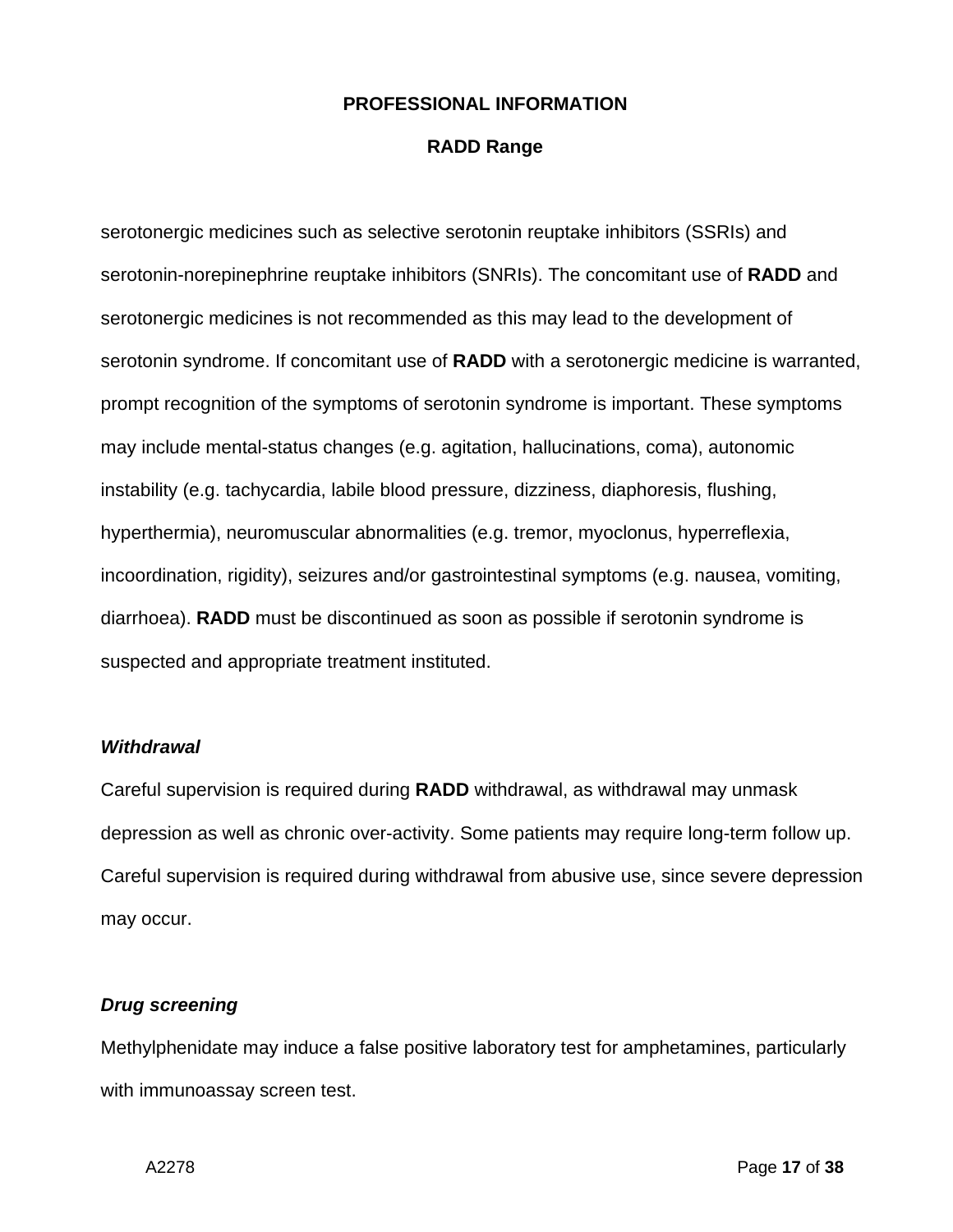serotonergic medicines such as selective serotonin reuptake inhibitors (SSRIs) and serotonin-norepinephrine reuptake inhibitors (SNRIs). The concomitant use of **RADD** and serotonergic medicines is not recommended as this may lead to the development of serotonin syndrome. If concomitant use of **RADD** with a serotonergic medicine is warranted, prompt recognition of the symptoms of serotonin syndrome is important. These symptoms may include mental-status changes (e.g. agitation, hallucinations, coma), autonomic instability (e.g. tachycardia, labile blood pressure, dizziness, diaphoresis, flushing, hyperthermia), neuromuscular abnormalities (e.g. tremor, myoclonus, hyperreflexia, incoordination, rigidity), seizures and/or gastrointestinal symptoms (e.g. nausea, vomiting, diarrhoea). **RADD** must be discontinued as soon as possible if serotonin syndrome is suspected and appropriate treatment instituted.

***Withdrawal***

Careful supervision is required during **RADD** withdrawal, as withdrawal may unmask depression as well as chronic over-activity. Some patients may require long-term follow up. Careful supervision is required during withdrawal from abusive use, since severe depression may occur.

***Drug screening***

Methylphenidate may induce a false positive laboratory test for amphetamines, particularly with immunoassay screen test.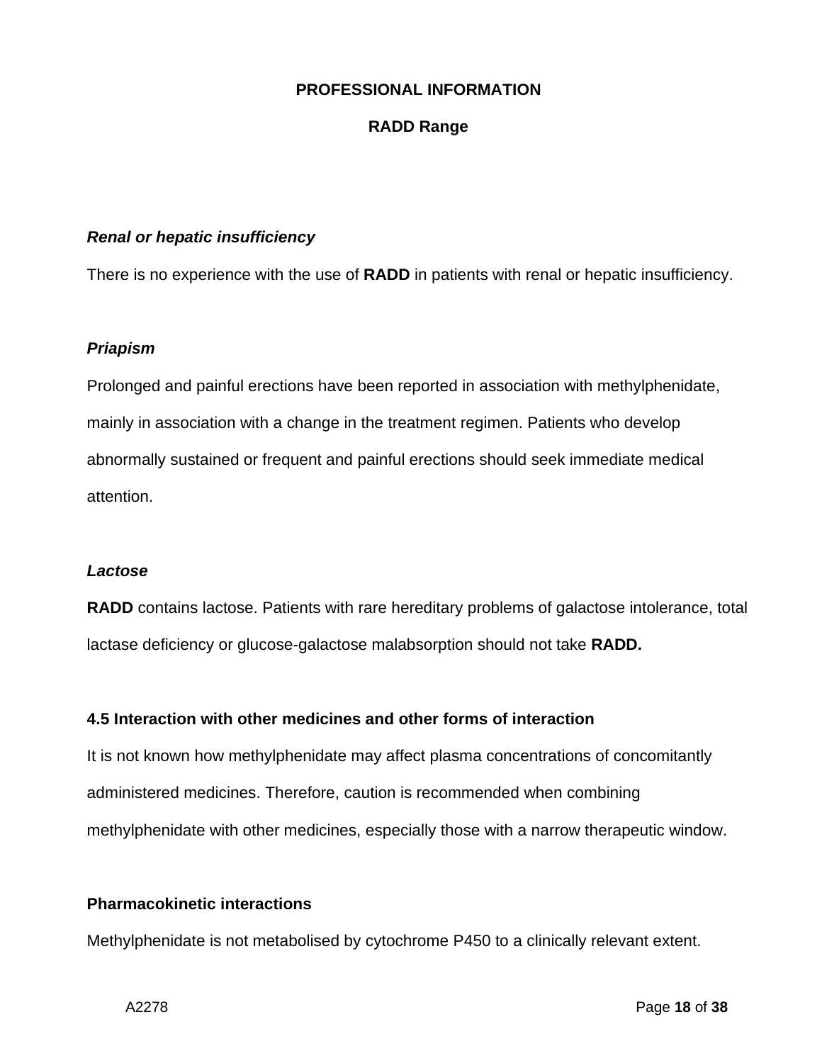***Renal or hepatic insufficiency***

There is no experience with the use of **RADD** in patients with renal or hepatic insufficiency.

***Priapism***

Prolonged and painful erections have been reported in association with methylphenidate, mainly in association with a change in the treatment regimen. Patients who develop abnormally sustained or frequent and painful erections should seek immediate medical attention.

***Lactose***

**RADD** contains lactose. Patients with rare hereditary problems of galactose intolerance, total lactase deficiency or glucose-galactose malabsorption should not take **RADD.**

**4.5 Interaction with other medicines and other forms of interaction**

It is not known how methylphenidate may affect plasma concentrations of concomitantly administered medicines. Therefore, caution is recommended when combining methylphenidate with other medicines, especially those with a narrow therapeutic window.

**Pharmacokinetic interactions**

Methylphenidate is not metabolised by cytochrome P450 to a clinically relevant extent.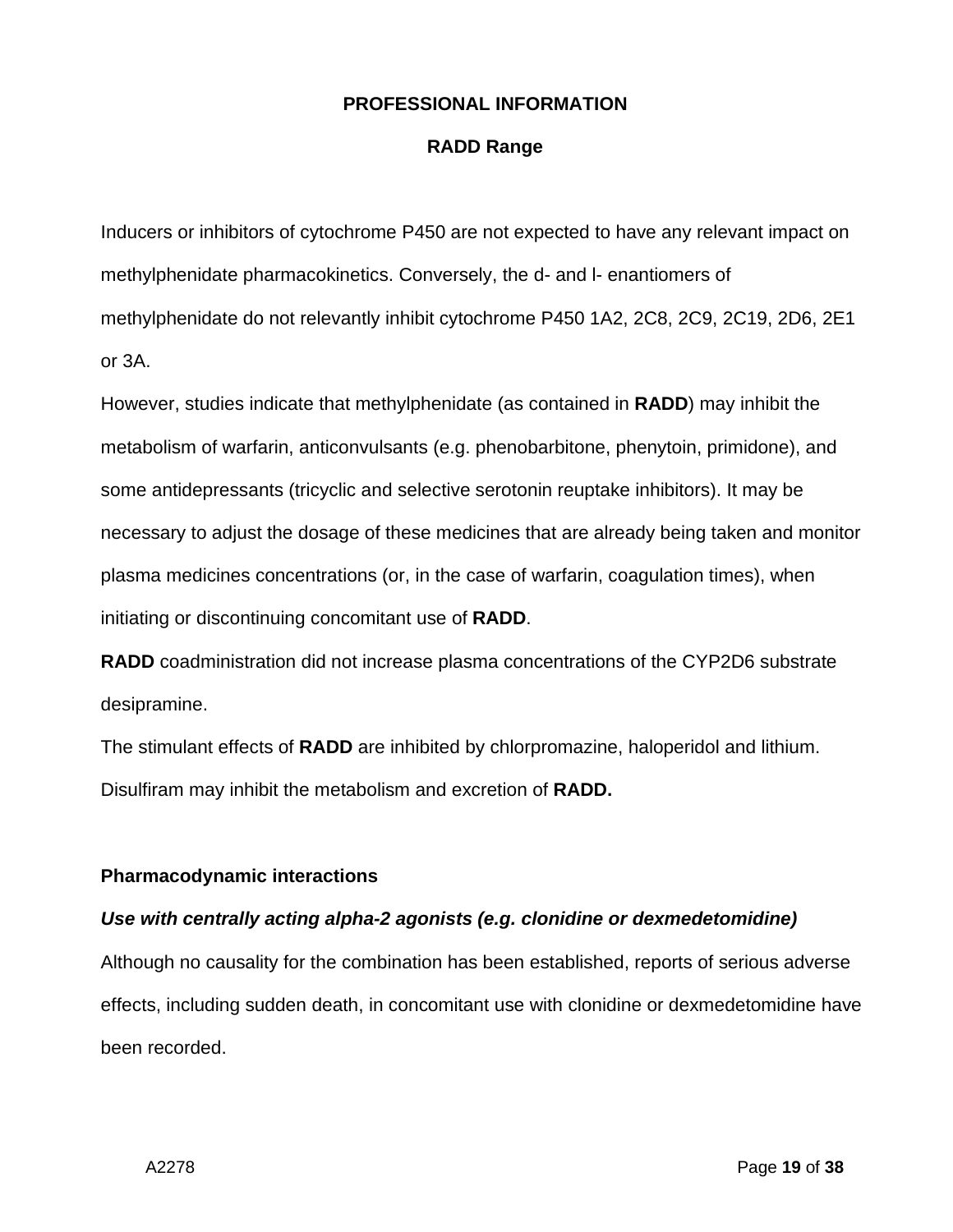Inducers or inhibitors of cytochrome P450 are not expected to have any relevant impact on methylphenidate pharmacokinetics. Conversely, the d- and l- enantiomers of methylphenidate do not relevantly inhibit cytochrome P450 1A2, 2C8, 2C9, 2C19, 2D6, 2E1 or 3A.

However, studies indicate that methylphenidate (as contained in **RADD**) may inhibit the metabolism of warfarin, anticonvulsants (e.g. phenobarbitone, phenytoin, primidone), and some antidepressants (tricyclic and selective serotonin reuptake inhibitors). It may be necessary to adjust the dosage of these medicines that are already being taken and monitor plasma medicines concentrations (or, in the case of warfarin, coagulation times), when initiating or discontinuing concomitant use of **RADD**.

**RADD** coadministration did not increase plasma concentrations of the CYP2D6 substrate desipramine.

The stimulant effects of **RADD** are inhibited by chlorpromazine, haloperidol and lithium.

Disulfiram may inhibit the metabolism and excretion of **RADD.**

**Pharmacodynamic interactions**

***Use with centrally acting alpha-2 agonists (e.g. clonidine or dexmedetomidine)***

Although no causality for the combination has been established, reports of serious adverse effects, including sudden death, in concomitant use with clonidine or dexmedetomidine have been recorded.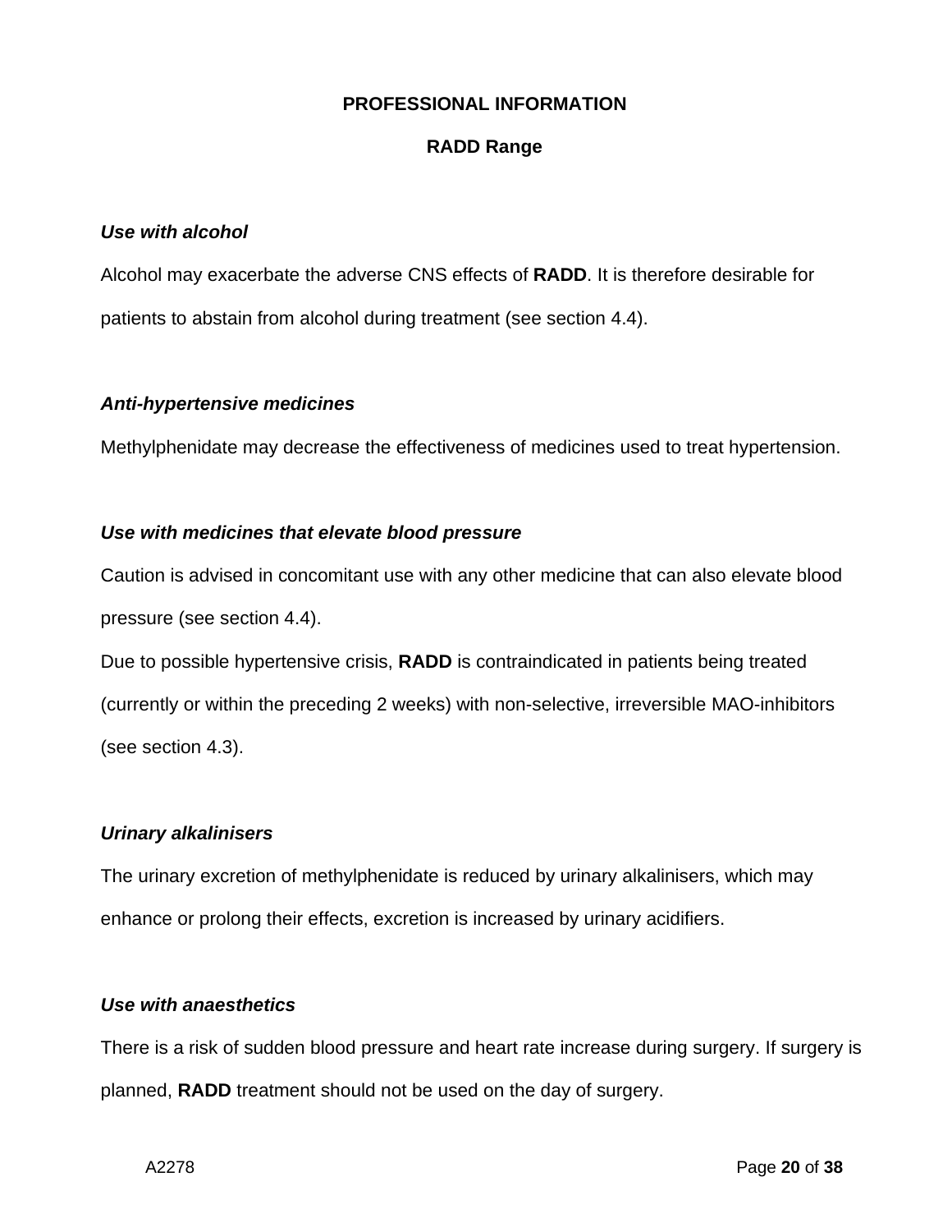***Use with alcohol***

Alcohol may exacerbate the adverse CNS effects of **RADD**. It is therefore desirable for patients to abstain from alcohol during treatment (see section 4.4).

***Anti-hypertensive medicines***

Methylphenidate may decrease the effectiveness of medicines used to treat hypertension.

***Use with medicines that elevate blood pressure***

Caution is advised in concomitant use with any other medicine that can also elevate blood pressure (see section 4.4).

Due to possible hypertensive crisis, **RADD** is contraindicated in patients being treated (currently or within the preceding 2 weeks) with non-selective, irreversible MAO-inhibitors (see section 4.3).

***Urinary alkalinisers***

The urinary excretion of methylphenidate is reduced by urinary alkalinisers, which may enhance or prolong their effects, excretion is increased by urinary acidifiers.

***Use with anaesthetics***

There is a risk of sudden blood pressure and heart rate increase during surgery. If surgery is planned, **RADD** treatment should not be used on the day of surgery.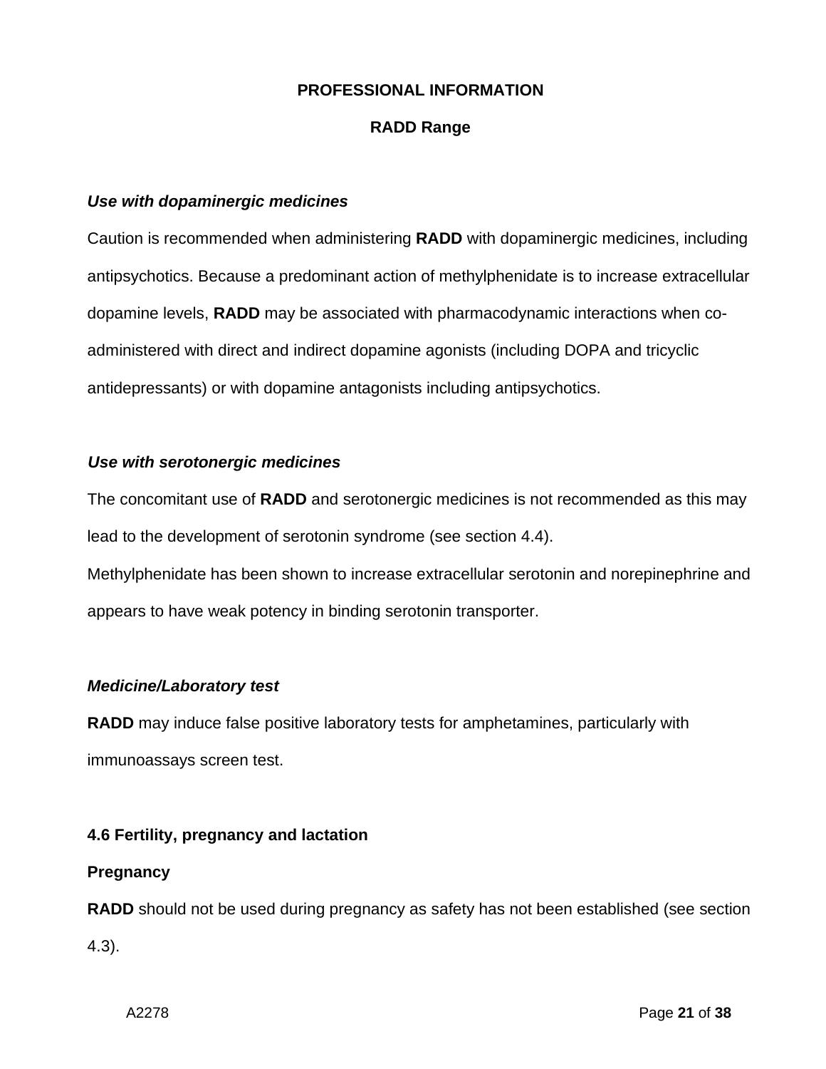***Use with dopaminergic medicines***

Caution is recommended when administering **RADD** with dopaminergic medicines, including antipsychotics. Because a predominant action of methylphenidate is to increase extracellular dopamine levels, **RADD** may be associated with pharmacodynamic interactions when co-administered with direct and indirect dopamine agonists (including DOPA and tricyclic antidepressants) or with dopamine antagonists including antipsychotics.

***Use with serotonergic medicines***

The concomitant use of **RADD** and serotonergic medicines is not recommended as this may lead to the development of serotonin syndrome (see section 4.4).

Methylphenidate has been shown to increase extracellular serotonin and norepinephrine and appears to have weak potency in binding serotonin transporter.

***Medicine/Laboratory test***

**RADD** may induce false positive laboratory tests for amphetamines, particularly with immunoassays screen test.

**4.6 Fertility, pregnancy and lactation**

**Pregnancy**

**RADD** should not be used during pregnancy as safety has not been established (see section 4.3).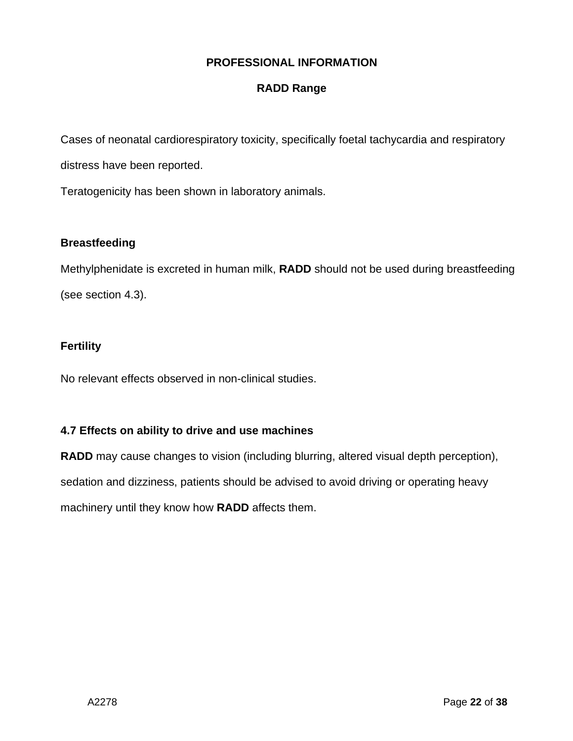Cases of neonatal cardiorespiratory toxicity, specifically foetal tachycardia and respiratory distress have been reported.

Teratogenicity has been shown in laboratory animals.

**Breastfeeding**

Methylphenidate is excreted in human milk, **RADD** should not be used during breastfeeding (see section 4.3).

**Fertility**

No relevant effects observed in non-clinical studies.

### 4.7 Effects on ability to drive and use machines

**RADD** may cause changes to vision (including blurring, altered visual depth perception), sedation and dizziness, patients should be advised to avoid driving or operating heavy machinery until they know how **RADD** affects them.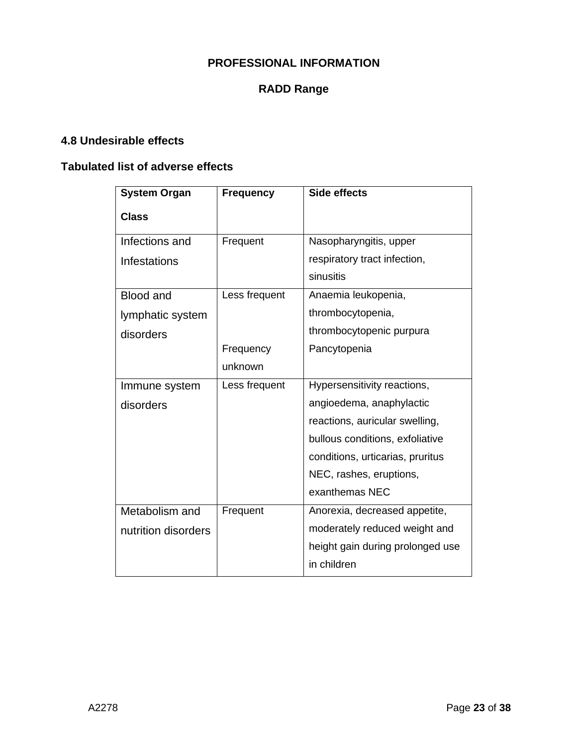**PROFESSIONAL INFORMATION**

**RADD Range**

### 4.8 Undesirable effects

### Tabulated list of adverse effects

| System Organ Class | Frequency | Side effects |
|---|---|---|
| Infections and Infestations | Frequent | Nasopharyngitis, upper respiratory tract infection, sinusitis |
| Blood and lymphatic system disorders | Less frequent | Anaemia leukopenia, thrombocytopenia, thrombocytopenic purpura |
| | Frequency unknown | Pancytopenia |
| Immune system disorders | Less frequent | Hypersensitivity reactions, angioedema, anaphylactic reactions, auricular swelling, bullous conditions, exfoliative conditions, urticarias, pruritus NEC, rashes, eruptions, exanthemas NEC |
| Metabolism and nutrition disorders | Frequent | Anorexia, decreased appetite, moderately reduced weight and height gain during prolonged use in children |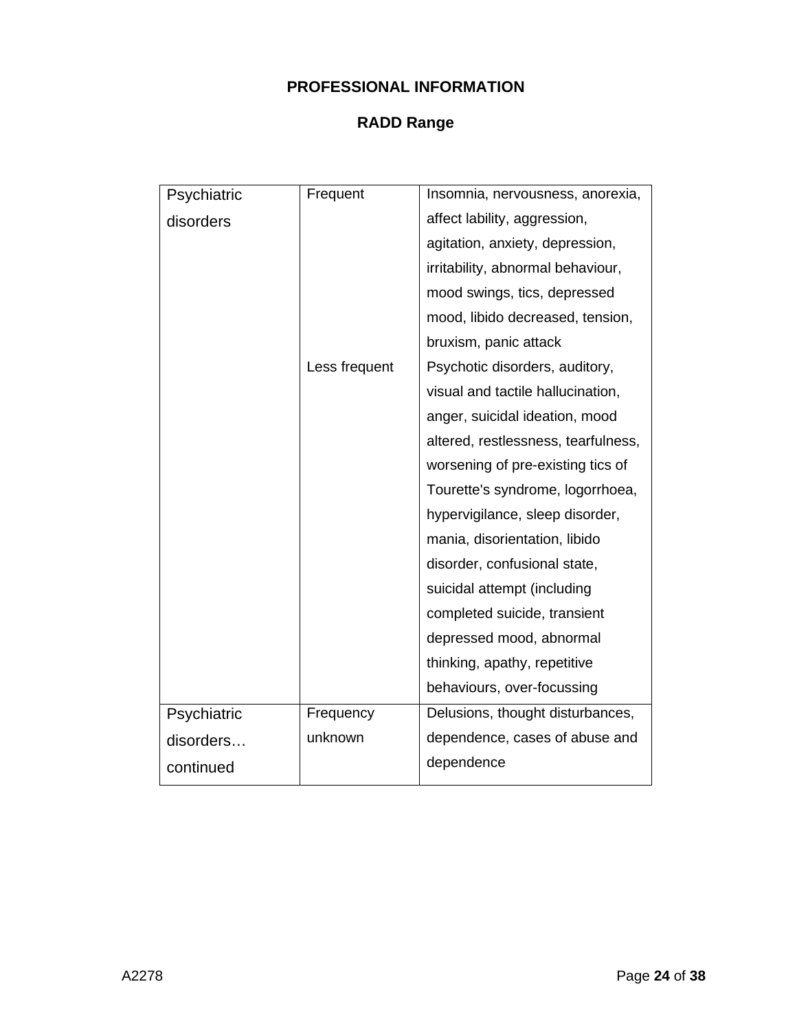# PROFESSIONAL INFORMATION

## RADD Range

| | | |
|---|---|---|
| Psychiatric disorders | Frequent | Insomnia, nervousness, anorexia, affect lability, aggression, agitation, anxiety, depression, irritability, abnormal behaviour, mood swings, tics, depressed mood, libido decreased, tension, bruxism, panic attack |
| | Less frequent | Psychotic disorders, auditory, visual and tactile hallucination, anger, suicidal ideation, mood altered, restlessness, tearfulness, worsening of pre-existing tics of Tourette's syndrome, logorrhoea, hypervigilance, sleep disorder, mania, disorientation, libido disorder, confusional state, suicidal attempt (including completed suicide, transient depressed mood, abnormal thinking, apathy, repetitive behaviours, over-focussing |
| Psychiatric disorders… continued | Frequency unknown | Delusions, thought disturbances, dependence, cases of abuse and dependence |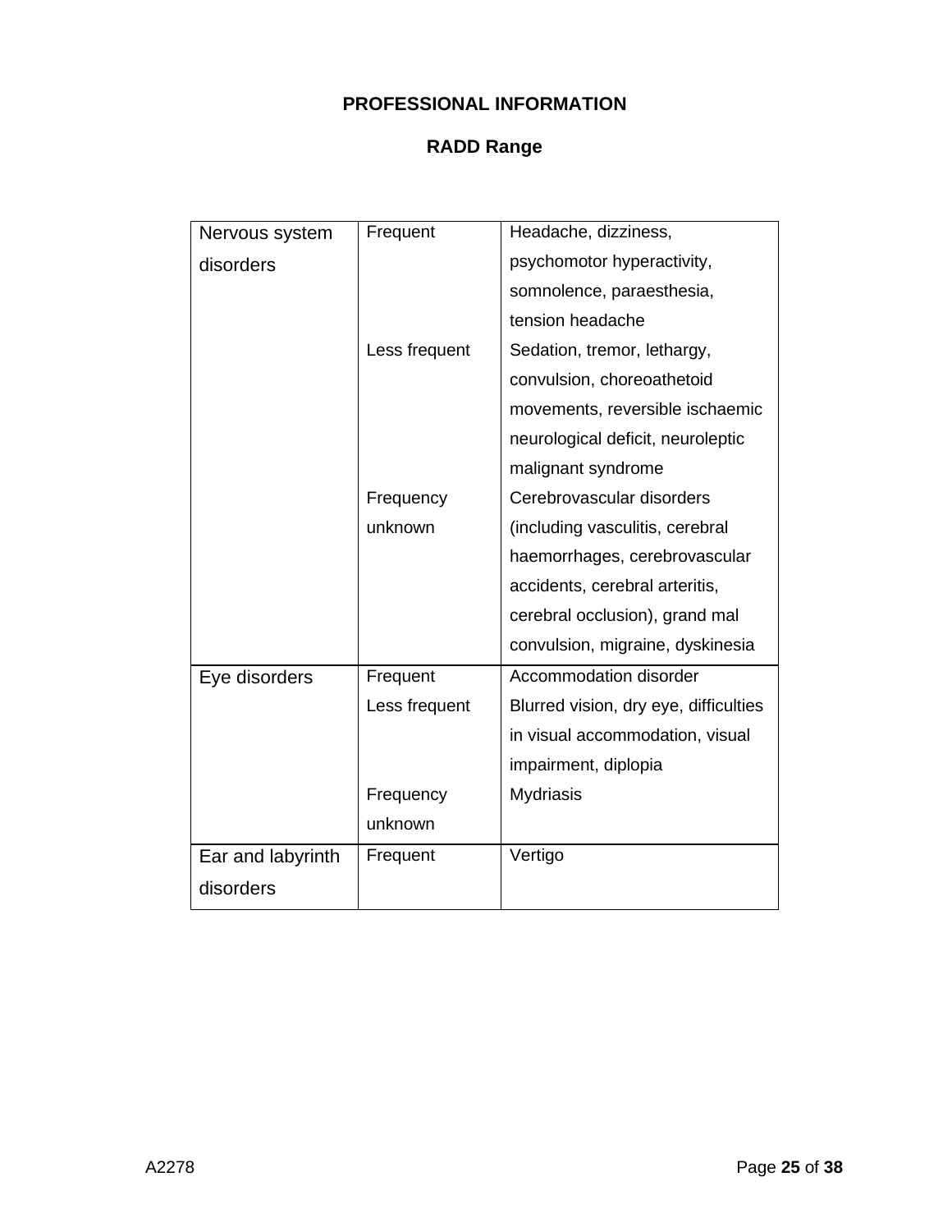**PROFESSIONAL INFORMATION**

**RADD Range**

| | | |
|---|---|---|
| Nervous system disorders | Frequent | Headache, dizziness, psychomotor hyperactivity, somnolence, paraesthesia, tension headache |
| | Less frequent | Sedation, tremor, lethargy, convulsion, choreoathetoid movements, reversible ischaemic neurological deficit, neuroleptic malignant syndrome |
| | Frequency unknown | Cerebrovascular disorders (including vasculitis, cerebral haemorrhages, cerebrovascular accidents, cerebral arteritis, cerebral occlusion), grand mal convulsion, migraine, dyskinesia |
| Eye disorders | Frequent | Accommodation disorder |
| | Less frequent | Blurred vision, dry eye, difficulties in visual accommodation, visual impairment, diplopia |
| | Frequency unknown | Mydriasis |
| Ear and labyrinth disorders | Frequent | Vertigo |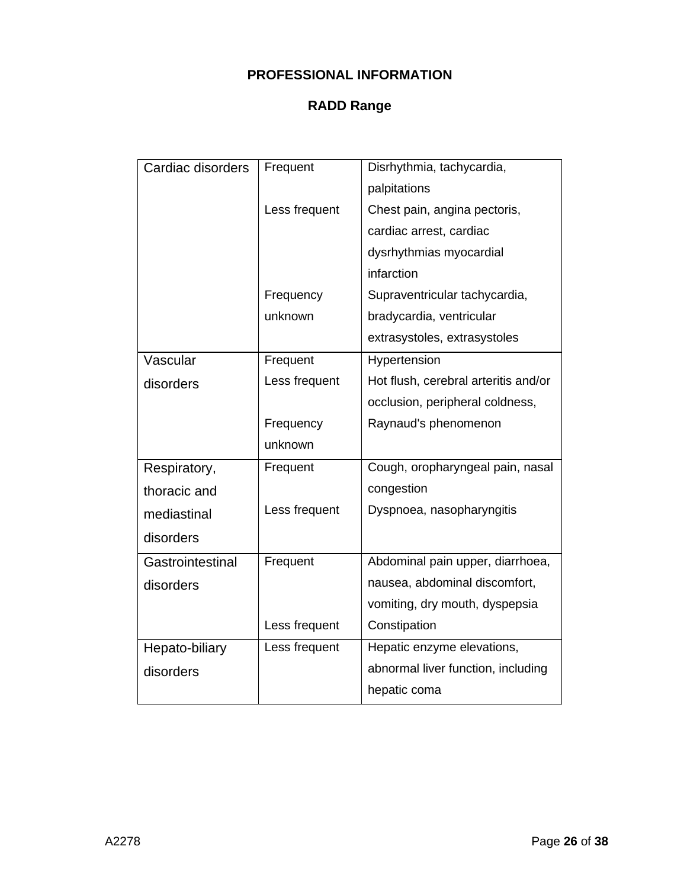**PROFESSIONAL INFORMATION**

**RADD Range**

| | | |
|---|---|---|
| Cardiac disorders | Frequent | Disrhythmia, tachycardia, palpitations |
| | Less frequent | Chest pain, angina pectoris, cardiac arrest, cardiac dysrhythmias myocardial infarction |
| | Frequency unknown | Supraventricular tachycardia, bradycardia, ventricular extrasystoles, extrasystoles |
| Vascular disorders | Frequent | Hypertension |
| | Less frequent | Hot flush, cerebral arteritis and/or occlusion, peripheral coldness, |
| | Frequency unknown | Raynaud's phenomenon |
| Respiratory, thoracic and mediastinal disorders | Frequent | Cough, oropharyngeal pain, nasal congestion |
| | Less frequent | Dyspnoea, nasopharyngitis |
| Gastrointestinal disorders | Frequent | Abdominal pain upper, diarrhoea, nausea, abdominal discomfort, vomiting, dry mouth, dyspepsia |
| | Less frequent | Constipation |
| Hepato-biliary disorders | Less frequent | Hepatic enzyme elevations, abnormal liver function, including hepatic coma |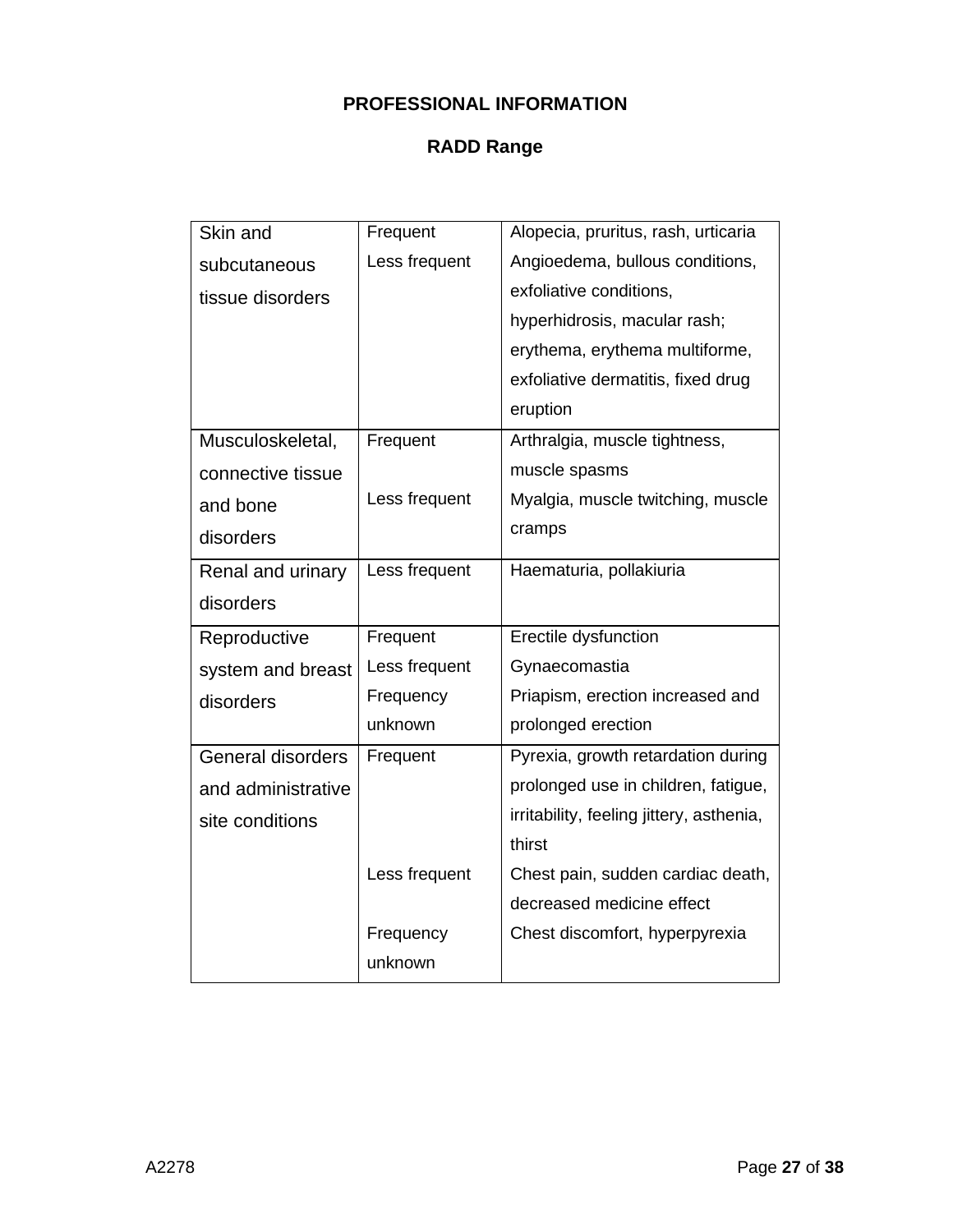# PROFESSIONAL INFORMATION

## RADD Range

| | | |
|---|---|---|
| Skin and subcutaneous tissue disorders | Frequent | Alopecia, pruritus, rash, urticaria |
| | Less frequent | Angioedema, bullous conditions, exfoliative conditions, hyperhidrosis, macular rash; erythema, erythema multiforme, exfoliative dermatitis, fixed drug eruption |
| Musculoskeletal, connective tissue and bone disorders | Frequent | Arthralgia, muscle tightness, muscle spasms |
| | Less frequent | Myalgia, muscle twitching, muscle cramps |
| Renal and urinary disorders | Less frequent | Haematuria, pollakiuria |
| Reproductive system and breast disorders | Frequent | Erectile dysfunction |
| | Less frequent | Gynaecomastia |
| | Frequency unknown | Priapism, erection increased and prolonged erection |
| General disorders and administrative site conditions | Frequent | Pyrexia, growth retardation during prolonged use in children, fatigue, irritability, feeling jittery, asthenia, thirst |
| | Less frequent | Chest pain, sudden cardiac death, decreased medicine effect |
| | Frequency unknown | Chest discomfort, hyperpyrexia |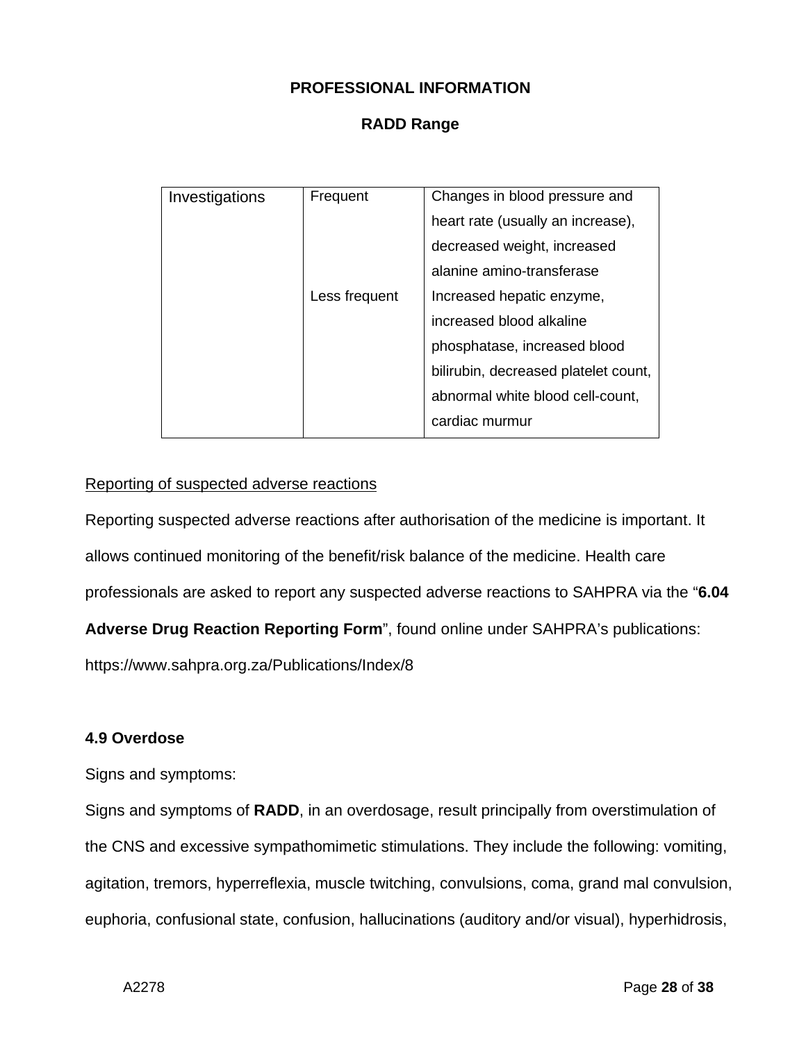| Investigations | Frequent | Changes in blood pressure and heart rate (usually an increase), decreased weight, increased alanine amino-transferase |
| --- | --- | --- |
| | Less frequent | Increased hepatic enzyme, increased blood alkaline phosphatase, increased blood bilirubin, decreased platelet count, abnormal white blood cell-count, cardiac murmur |

Reporting of suspected adverse reactions

Reporting suspected adverse reactions after authorisation of the medicine is important. It allows continued monitoring of the benefit/risk balance of the medicine. Health care professionals are asked to report any suspected adverse reactions to SAHPRA via the "**6.04 Adverse Drug Reaction Reporting Form**", found online under SAHPRA's publications: https://www.sahpra.org.za/Publications/Index/8

**4.9 Overdose**

Signs and symptoms:

Signs and symptoms of **RADD**, in an overdosage, result principally from overstimulation of the CNS and excessive sympathomimetic stimulations. They include the following: vomiting, agitation, tremors, hyperreflexia, muscle twitching, convulsions, coma, grand mal convulsion, euphoria, confusional state, confusion, hallucinations (auditory and/or visual), hyperhidrosis,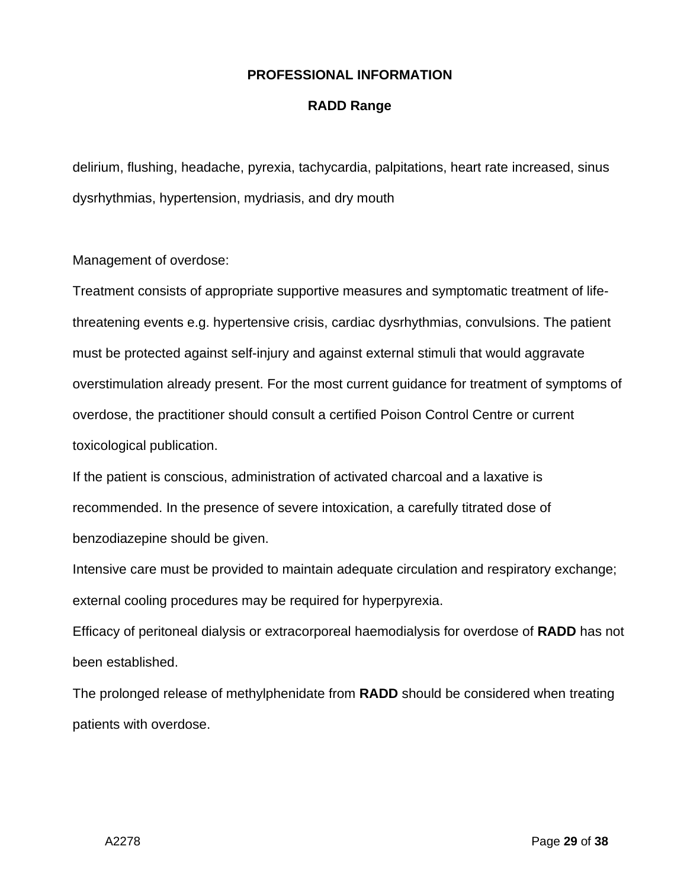delirium, flushing, headache, pyrexia, tachycardia, palpitations, heart rate increased, sinus dysrhythmias, hypertension, mydriasis, and dry mouth

Management of overdose:

Treatment consists of appropriate supportive measures and symptomatic treatment of life-threatening events e.g. hypertensive crisis, cardiac dysrhythmias, convulsions. The patient must be protected against self-injury and against external stimuli that would aggravate overstimulation already present. For the most current guidance for treatment of symptoms of overdose, the practitioner should consult a certified Poison Control Centre or current toxicological publication.

If the patient is conscious, administration of activated charcoal and a laxative is recommended. In the presence of severe intoxication, a carefully titrated dose of benzodiazepine should be given.

Intensive care must be provided to maintain adequate circulation and respiratory exchange; external cooling procedures may be required for hyperpyrexia.

Efficacy of peritoneal dialysis or extracorporeal haemodialysis for overdose of **RADD** has not been established.

The prolonged release of methylphenidate from **RADD** should be considered when treating patients with overdose.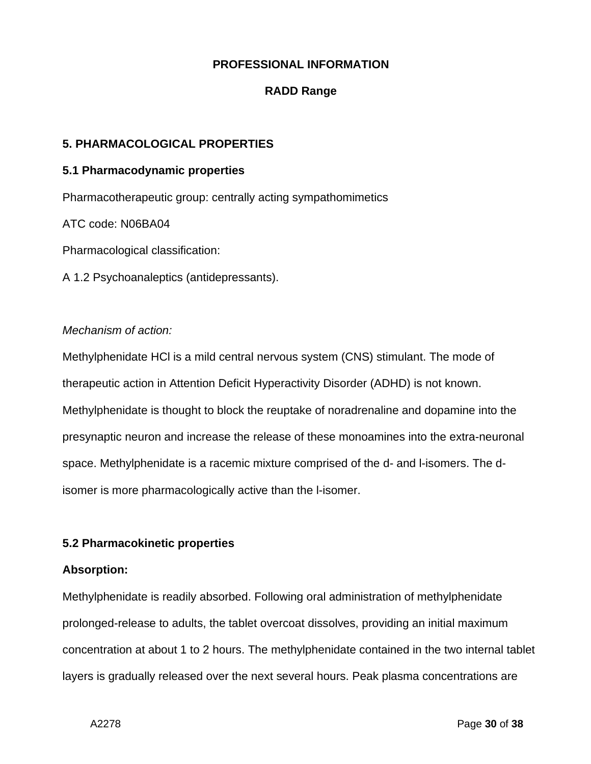**PROFESSIONAL INFORMATION**

**RADD Range**

## 5. PHARMACOLOGICAL PROPERTIES

### 5.1 Pharmacodynamic properties

Pharmacotherapeutic group: centrally acting sympathomimetics

ATC code: N06BA04

Pharmacological classification:

A 1.2 Psychoanaleptics (antidepressants).

*Mechanism of action:*

Methylphenidate HCl is a mild central nervous system (CNS) stimulant. The mode of therapeutic action in Attention Deficit Hyperactivity Disorder (ADHD) is not known. Methylphenidate is thought to block the reuptake of noradrenaline and dopamine into the presynaptic neuron and increase the release of these monoamines into the extra-neuronal space. Methylphenidate is a racemic mixture comprised of the d- and l-isomers. The d-isomer is more pharmacologically active than the l-isomer.

### 5.2 Pharmacokinetic properties

**Absorption:**

Methylphenidate is readily absorbed. Following oral administration of methylphenidate prolonged-release to adults, the tablet overcoat dissolves, providing an initial maximum concentration at about 1 to 2 hours. The methylphenidate contained in the two internal tablet layers is gradually released over the next several hours. Peak plasma concentrations are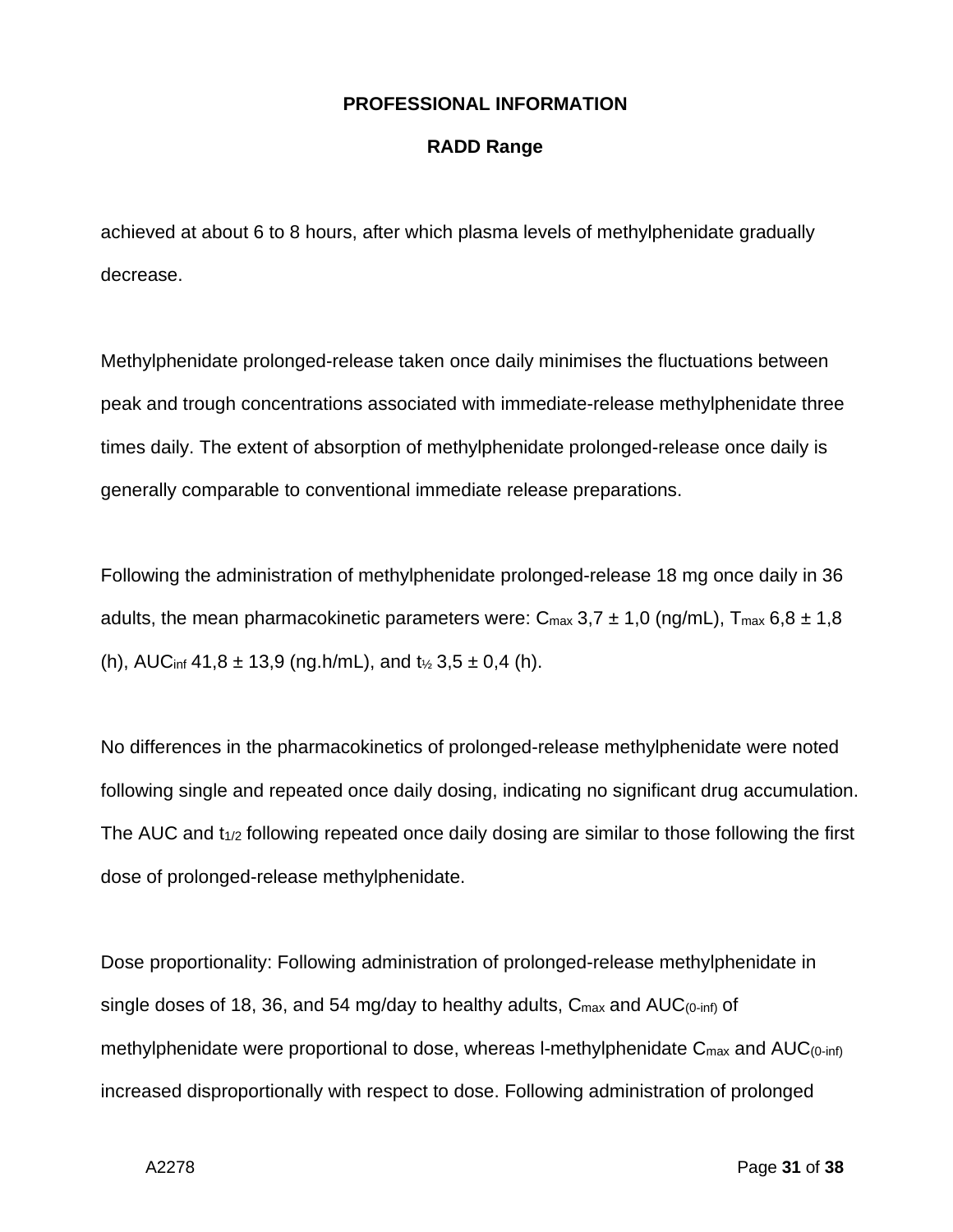achieved at about 6 to 8 hours, after which plasma levels of methylphenidate gradually decrease.

Methylphenidate prolonged-release taken once daily minimises the fluctuations between peak and trough concentrations associated with immediate-release methylphenidate three times daily. The extent of absorption of methylphenidate prolonged-release once daily is generally comparable to conventional immediate release preparations.

Following the administration of methylphenidate prolonged-release 18 mg once daily in 36 adults, the mean pharmacokinetic parameters were: $C_{max}$ 3,7 ± 1,0 (ng/mL), $T_{max}$ 6,8 ± 1,8 (h), $AUC_{inf}$ 41,8 ± 13,9 (ng.h/mL), and $t_{½}$ 3,5 ± 0,4 (h).

No differences in the pharmacokinetics of prolonged-release methylphenidate were noted following single and repeated once daily dosing, indicating no significant drug accumulation. The AUC and $t_{1/2}$ following repeated once daily dosing are similar to those following the first dose of prolonged-release methylphenidate.

Dose proportionality: Following administration of prolonged-release methylphenidate in single doses of 18, 36, and 54 mg/day to healthy adults, $C_{max}$ and $AUC_{(0\text{-}inf)}$ of methylphenidate were proportional to dose, whereas l-methylphenidate $C_{max}$ and $AUC_{(0\text{-}inf)}$ increased disproportionally with respect to dose. Following administration of prolonged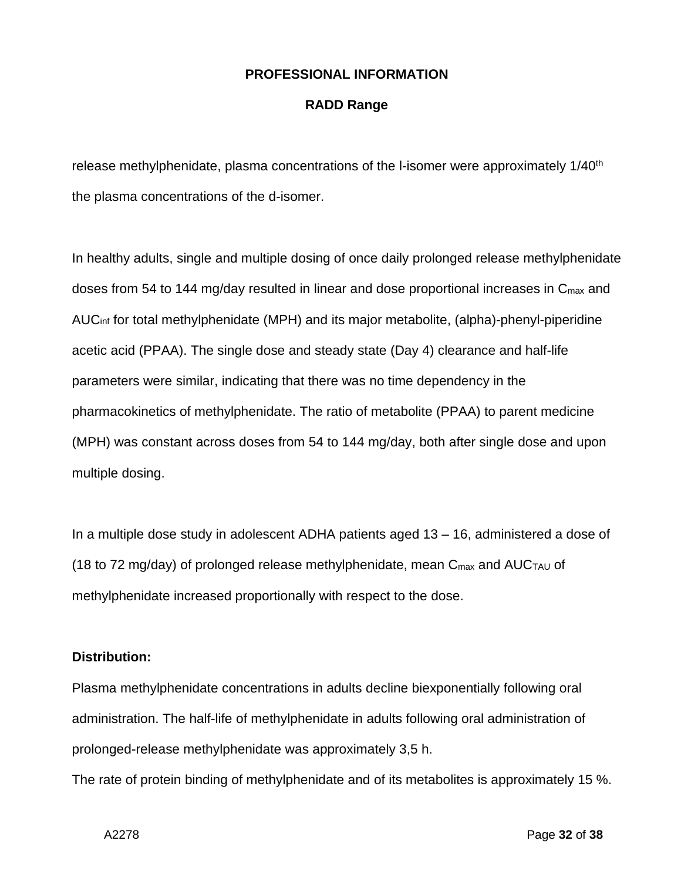release methylphenidate, plasma concentrations of the l-isomer were approximately $1/40^{th}$ the plasma concentrations of the d-isomer.

In healthy adults, single and multiple dosing of once daily prolonged release methylphenidate doses from 54 to 144 mg/day resulted in linear and dose proportional increases in $C_{max}$ and $AUC_{inf}$ for total methylphenidate (MPH) and its major metabolite, (alpha)-phenyl-piperidine acetic acid (PPAA). The single dose and steady state (Day 4) clearance and half-life parameters were similar, indicating that there was no time dependency in the pharmacokinetics of methylphenidate. The ratio of metabolite (PPAA) to parent medicine (MPH) was constant across doses from 54 to 144 mg/day, both after single dose and upon multiple dosing.

In a multiple dose study in adolescent ADHA patients aged 13 – 16, administered a dose of (18 to 72 mg/day) of prolonged release methylphenidate, mean $C_{max}$ and $AUC_{TAU}$ of methylphenidate increased proportionally with respect to the dose.

**Distribution:**

Plasma methylphenidate concentrations in adults decline biexponentially following oral administration. The half-life of methylphenidate in adults following oral administration of prolonged-release methylphenidate was approximately 3,5 h.

The rate of protein binding of methylphenidate and of its metabolites is approximately 15 %.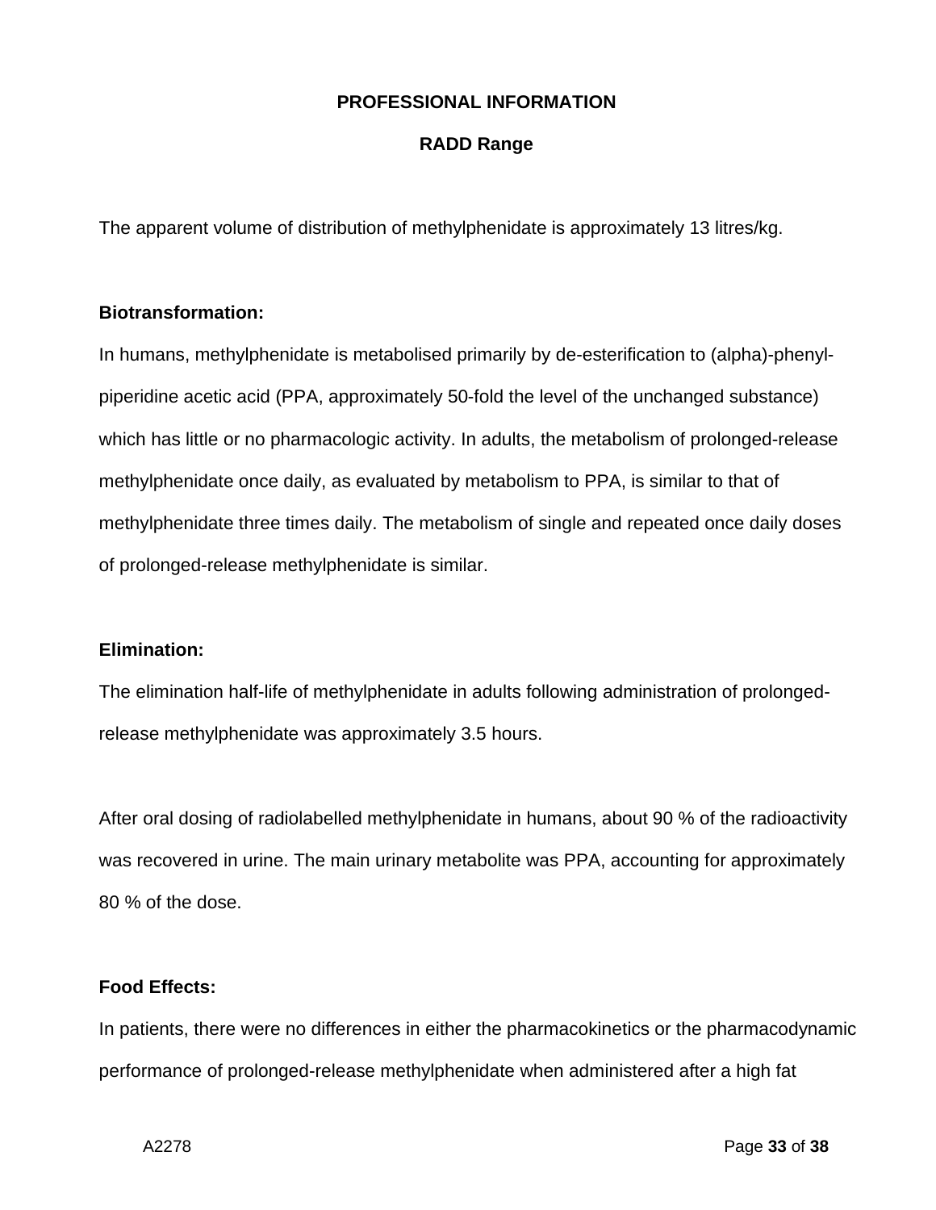The apparent volume of distribution of methylphenidate is approximately 13 litres/kg.

**Biotransformation:**

In humans, methylphenidate is metabolised primarily by de-esterification to (alpha)-phenyl-piperidine acetic acid (PPA, approximately 50-fold the level of the unchanged substance) which has little or no pharmacologic activity. In adults, the metabolism of prolonged-release methylphenidate once daily, as evaluated by metabolism to PPA, is similar to that of methylphenidate three times daily. The metabolism of single and repeated once daily doses of prolonged-release methylphenidate is similar.

**Elimination:**

The elimination half-life of methylphenidate in adults following administration of prolonged-release methylphenidate was approximately 3.5 hours.

After oral dosing of radiolabelled methylphenidate in humans, about 90 % of the radioactivity was recovered in urine. The main urinary metabolite was PPA, accounting for approximately 80 % of the dose.

**Food Effects:**

In patients, there were no differences in either the pharmacokinetics or the pharmacodynamic performance of prolonged-release methylphenidate when administered after a high fat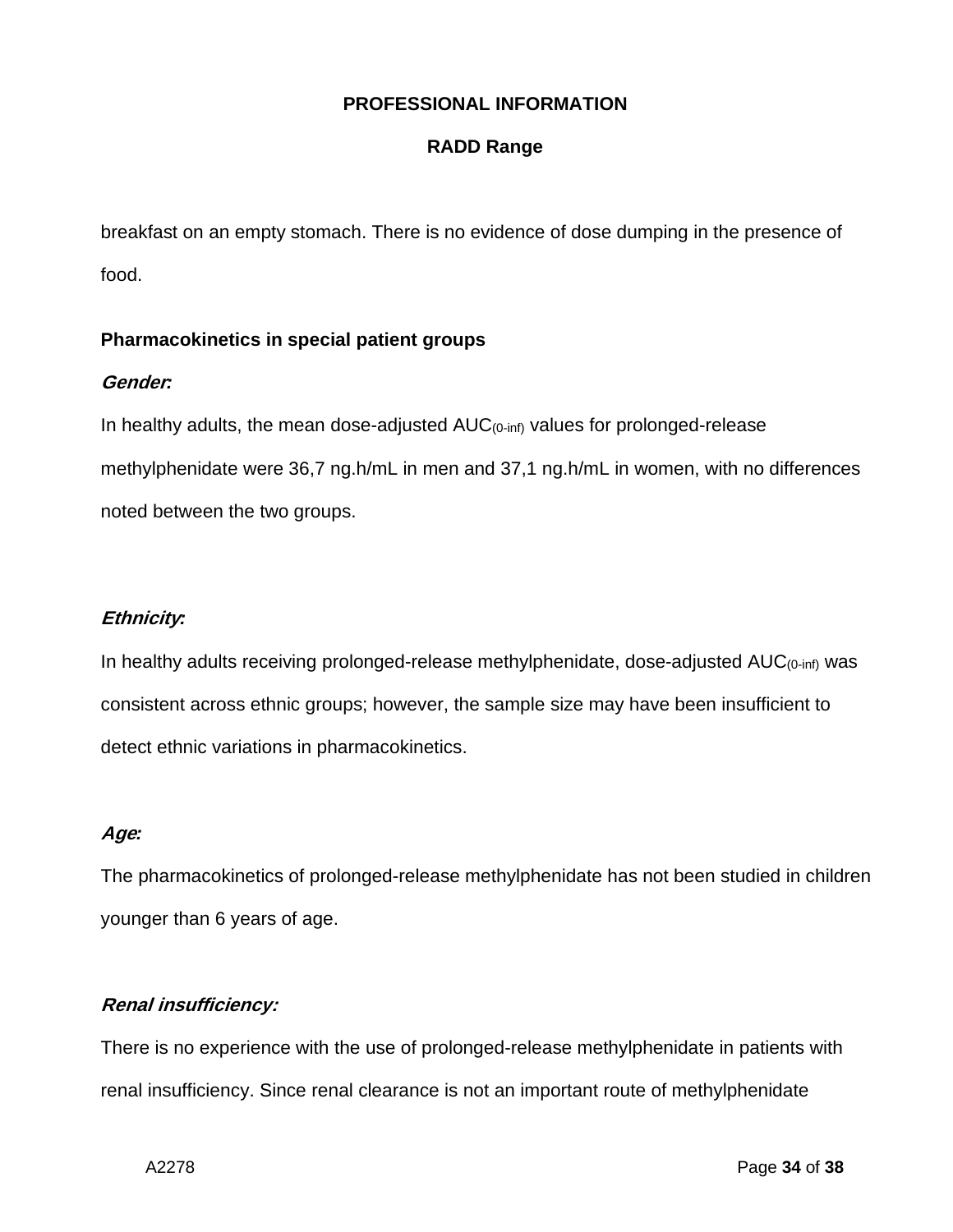breakfast on an empty stomach. There is no evidence of dose dumping in the presence of food.

**Pharmacokinetics in special patient groups**

***Gender*:**

In healthy adults, the mean dose-adjusted $AUC_{(0\text{-inf})}$ values for prolonged-release methylphenidate were 36,7 ng.h/mL in men and 37,1 ng.h/mL in women, with no differences noted between the two groups.

***Ethnicity*:**

In healthy adults receiving prolonged-release methylphenidate, dose-adjusted $AUC_{(0\text{-inf})}$ was consistent across ethnic groups; however, the sample size may have been insufficient to detect ethnic variations in pharmacokinetics.

***Age:***

The pharmacokinetics of prolonged-release methylphenidate has not been studied in children younger than 6 years of age.

***Renal insufficiency:***

There is no experience with the use of prolonged-release methylphenidate in patients with renal insufficiency. Since renal clearance is not an important route of methylphenidate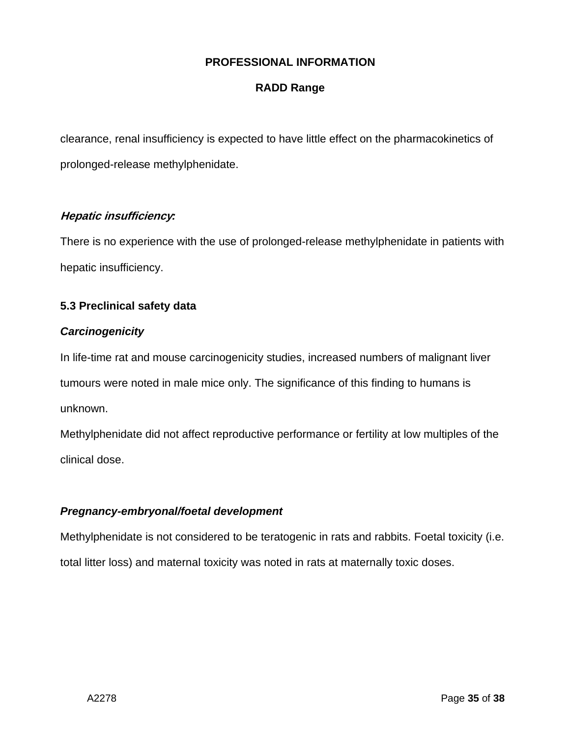clearance, renal insufficiency is expected to have little effect on the pharmacokinetics of prolonged-release methylphenidate.

***Hepatic insufficiency*:**

There is no experience with the use of prolonged-release methylphenidate in patients with hepatic insufficiency.

### 5.3 Preclinical safety data

***Carcinogenicity***

In life-time rat and mouse carcinogenicity studies, increased numbers of malignant liver tumours were noted in male mice only. The significance of this finding to humans is unknown.

Methylphenidate did not affect reproductive performance or fertility at low multiples of the clinical dose.

***Pregnancy-embryonal/foetal development***

Methylphenidate is not considered to be teratogenic in rats and rabbits. Foetal toxicity (i.e. total litter loss) and maternal toxicity was noted in rats at maternally toxic doses.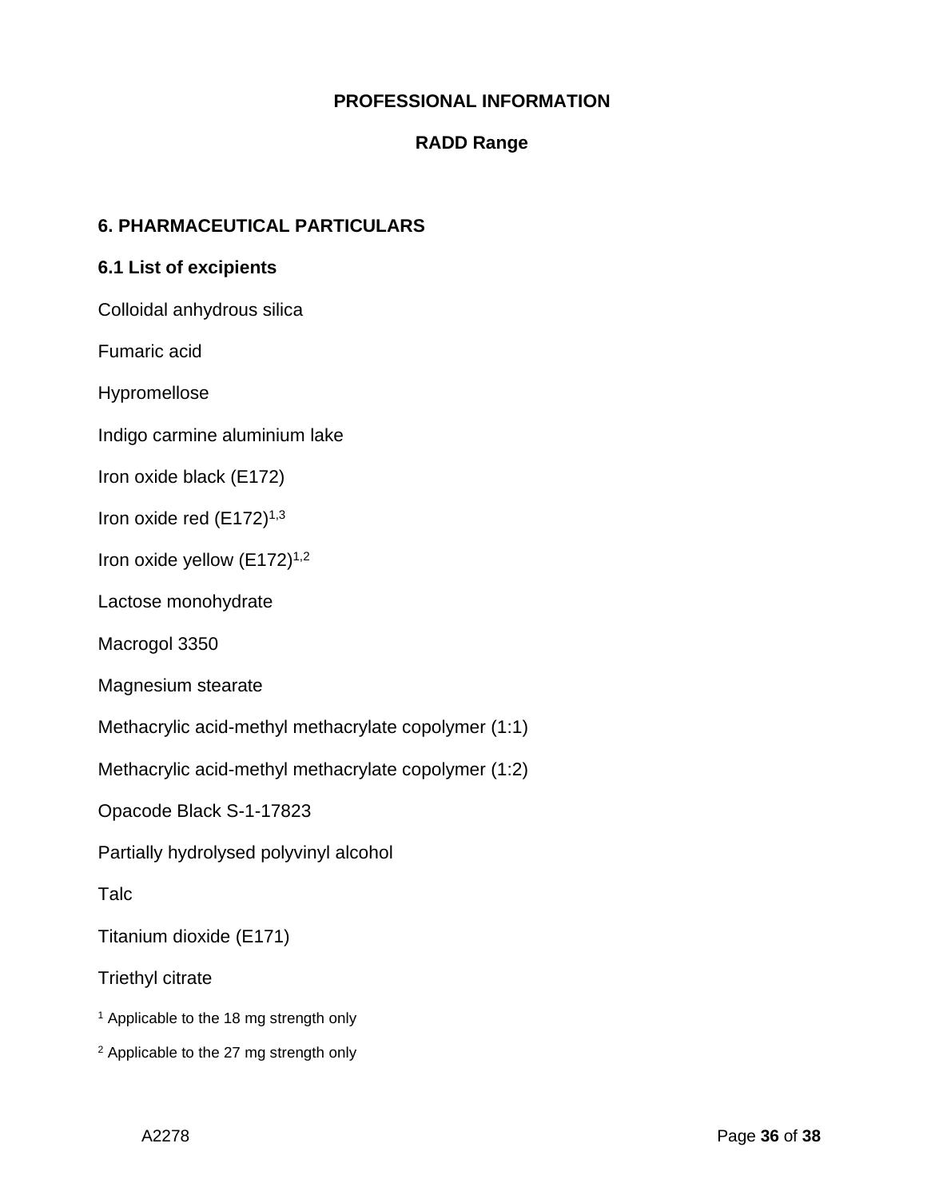**PROFESSIONAL INFORMATION**

**RADD Range**

## 6. PHARMACEUTICAL PARTICULARS

### 6.1 List of excipients

Colloidal anhydrous silica

Fumaric acid

Hypromellose

Indigo carmine aluminium lake

Iron oxide black (E172)

Iron oxide red (E172)[1,3]

Iron oxide yellow (E172)[1,2]

Lactose monohydrate

Macrogol 3350

Magnesium stearate

Methacrylic acid-methyl methacrylate copolymer (1:1)

Methacrylic acid-methyl methacrylate copolymer (1:2)

Opacode Black S-1-17823

Partially hydrolysed polyvinyl alcohol

Talc

Titanium dioxide (E171)

Triethyl citrate

[1] Applicable to the 18 mg strength only

[2] Applicable to the 27 mg strength only

A2278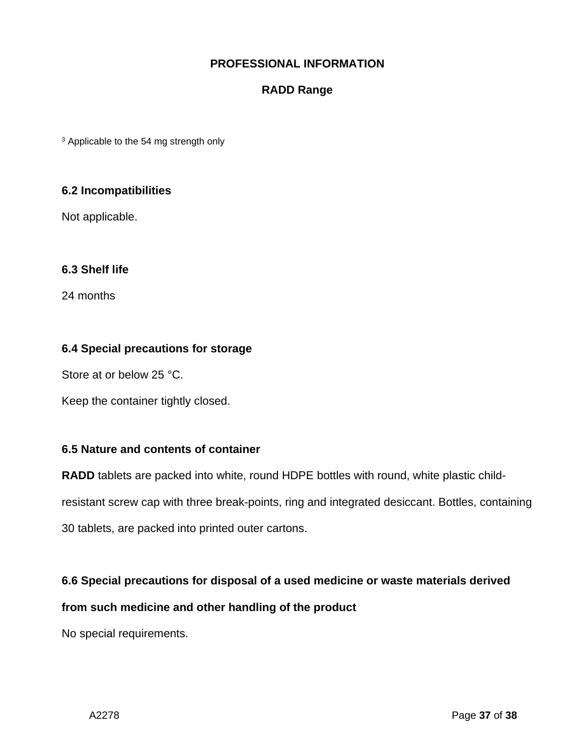[3] Applicable to the 54 mg strength only

### 6.2 Incompatibilities

Not applicable.

### 6.3 Shelf life

24 months

### 6.4 Special precautions for storage

Store at or below 25 °C.

Keep the container tightly closed.

### 6.5 Nature and contents of container

**RADD** tablets are packed into white, round HDPE bottles with round, white plastic child-resistant screw cap with three break-points, ring and integrated desiccant. Bottles, containing 30 tablets, are packed into printed outer cartons.

### 6.6 Special precautions for disposal of a used medicine or waste materials derived from such medicine and other handling of the product

No special requirements.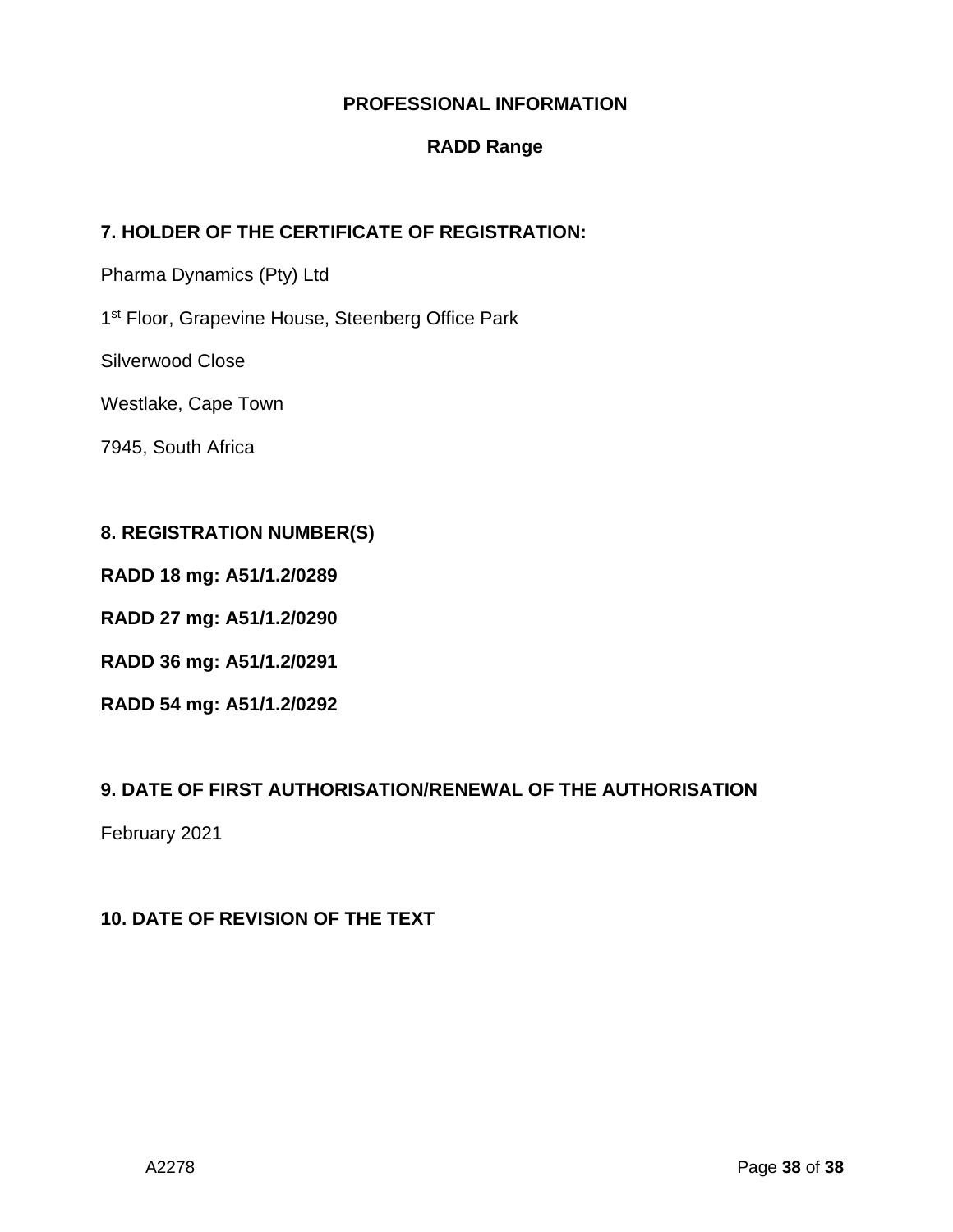**PROFESSIONAL INFORMATION**

**RADD Range**

## 7. HOLDER OF THE CERTIFICATE OF REGISTRATION:

Pharma Dynamics (Pty) Ltd

1st Floor, Grapevine House, Steenberg Office Park

Silverwood Close

Westlake, Cape Town

7945, South Africa

## 8. REGISTRATION NUMBER(S)

**RADD 18 mg: A51/1.2/0289**

**RADD 27 mg: A51/1.2/0290**

**RADD 36 mg: A51/1.2/0291**

**RADD 54 mg: A51/1.2/0292**

## 9. DATE OF FIRST AUTHORISATION/RENEWAL OF THE AUTHORISATION

February 2021

## 10. DATE OF REVISION OF THE TEXT

A2278